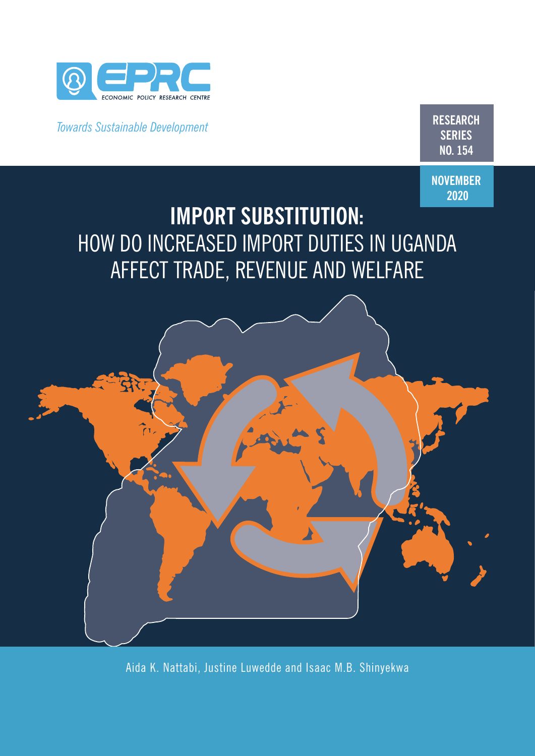EPRC

ECONOMIC POLICY RESEARCH CENTRE

*Towards Sustainable Development*

**RESEARCH SERIES NO. 154**

**NOVEMBER 2020**

# IMPORT SUBSTITUTION: HOW DO INCREASED IMPORT DUTIES IN UGANDA AFFECT TRADE, REVENUE AND WELFARE

Aida K. Nattabi, Justine Luwedde and Isaac M.B. Shinyekwa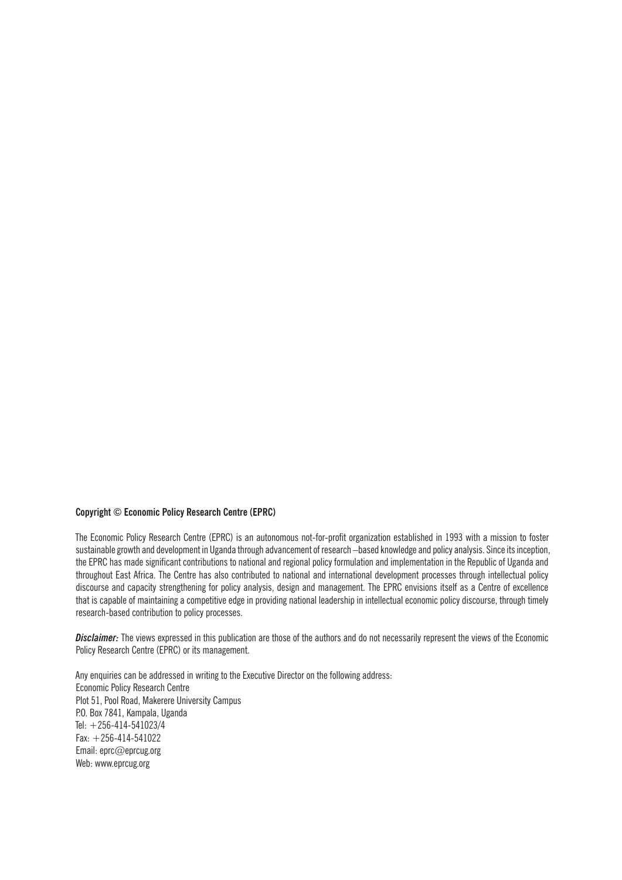**Copyright © Economic Policy Research Centre (EPRC)**

The Economic Policy Research Centre (EPRC) is an autonomous not-for-profit organization established in 1993 with a mission to foster sustainable growth and development in Uganda through advancement of research –based knowledge and policy analysis. Since its inception, the EPRC has made significant contributions to national and regional policy formulation and implementation in the Republic of Uganda and throughout East Africa. The Centre has also contributed to national and international development processes through intellectual policy discourse and capacity strengthening for policy analysis, design and management. The EPRC envisions itself as a Centre of excellence that is capable of maintaining a competitive edge in providing national leadership in intellectual economic policy discourse, through timely research-based contribution to policy processes.

***Disclaimer:*** The views expressed in this publication are those of the authors and do not necessarily represent the views of the Economic Policy Research Centre (EPRC) or its management.

Any enquiries can be addressed in writing to the Executive Director on the following address:
Economic Policy Research Centre
Plot 51, Pool Road, Makerere University Campus
P.O. Box 7841, Kampala, Uganda
Tel: +256-414-541023/4
Fax: +256-414-541022
Email: eprc@eprcug.org
Web: www.eprcug.org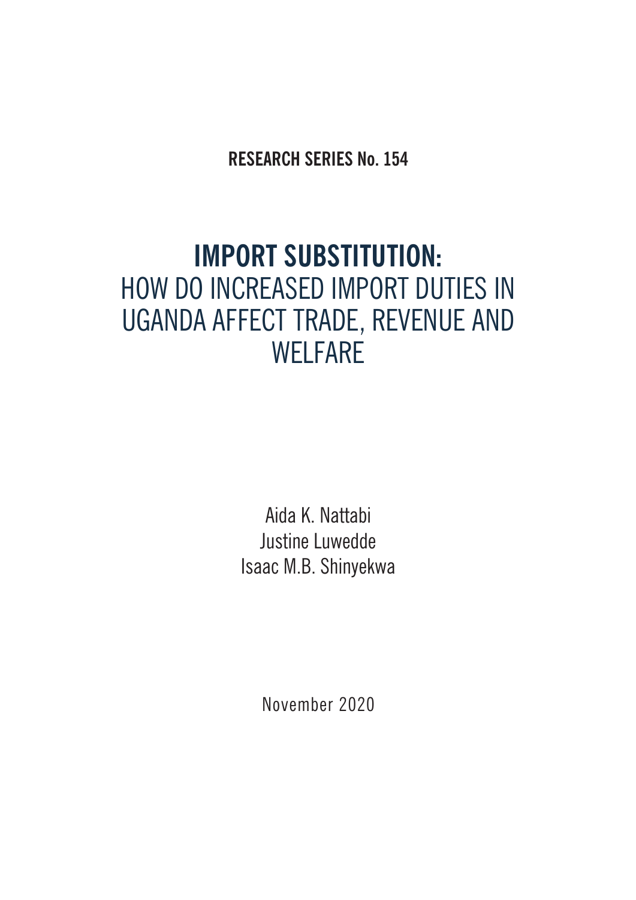**RESEARCH SERIES No. 154**

# IMPORT SUBSTITUTION: HOW DO INCREASED IMPORT DUTIES IN UGANDA AFFECT TRADE, REVENUE AND WELFARE

Aida K. Nattabi
Justine Luwedde
Isaac M.B. Shinyekwa

November 2020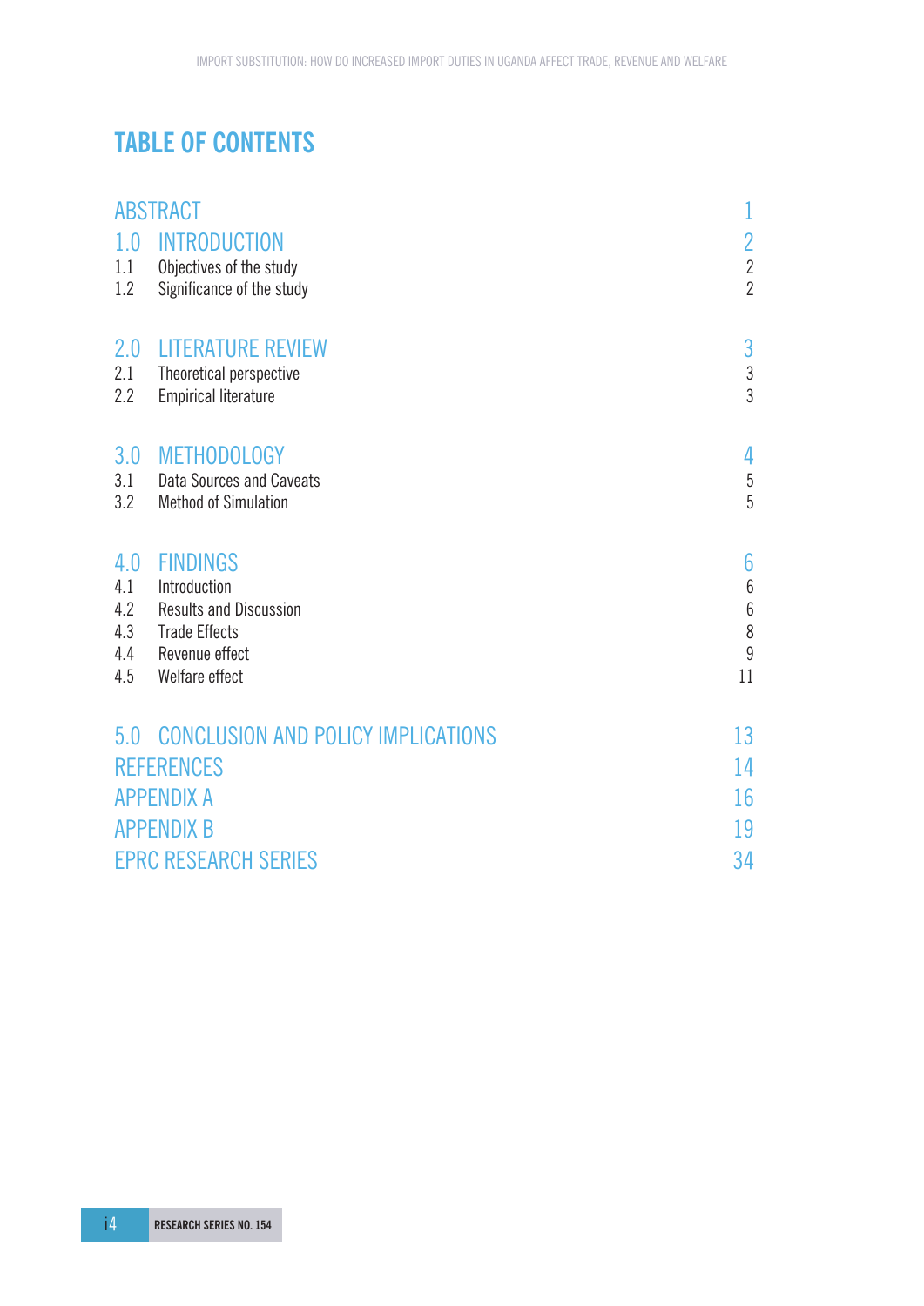# TABLE OF CONTENTS

| | |
|---|---|
| ABSTRACT | 1 |
| 1.0 INTRODUCTION | 2 |
| 1.1 Objectives of the study | 2 |
| 1.2 Significance of the study | 2 |
| 2.0 LITERATURE REVIEW | 3 |
| 2.1 Theoretical perspective | 3 |
| 2.2 Empirical literature | 3 |
| 3.0 METHODOLOGY | 4 |
| 3.1 Data Sources and Caveats | 5 |
| 3.2 Method of Simulation | 5 |
| 4.0 FINDINGS | 6 |
| 4.1 Introduction | 6 |
| 4.2 Results and Discussion | 6 |
| 4.3 Trade Effects | 8 |
| 4.4 Revenue effect | 9 |
| 4.5 Welfare effect | 11 |
| 5.0 CONCLUSION AND POLICY IMPLICATIONS | 13 |
| REFERENCES | 14 |
| APPENDIX A | 16 |
| APPENDIX B | 19 |
| EPRC RESEARCH SERIES | 34 |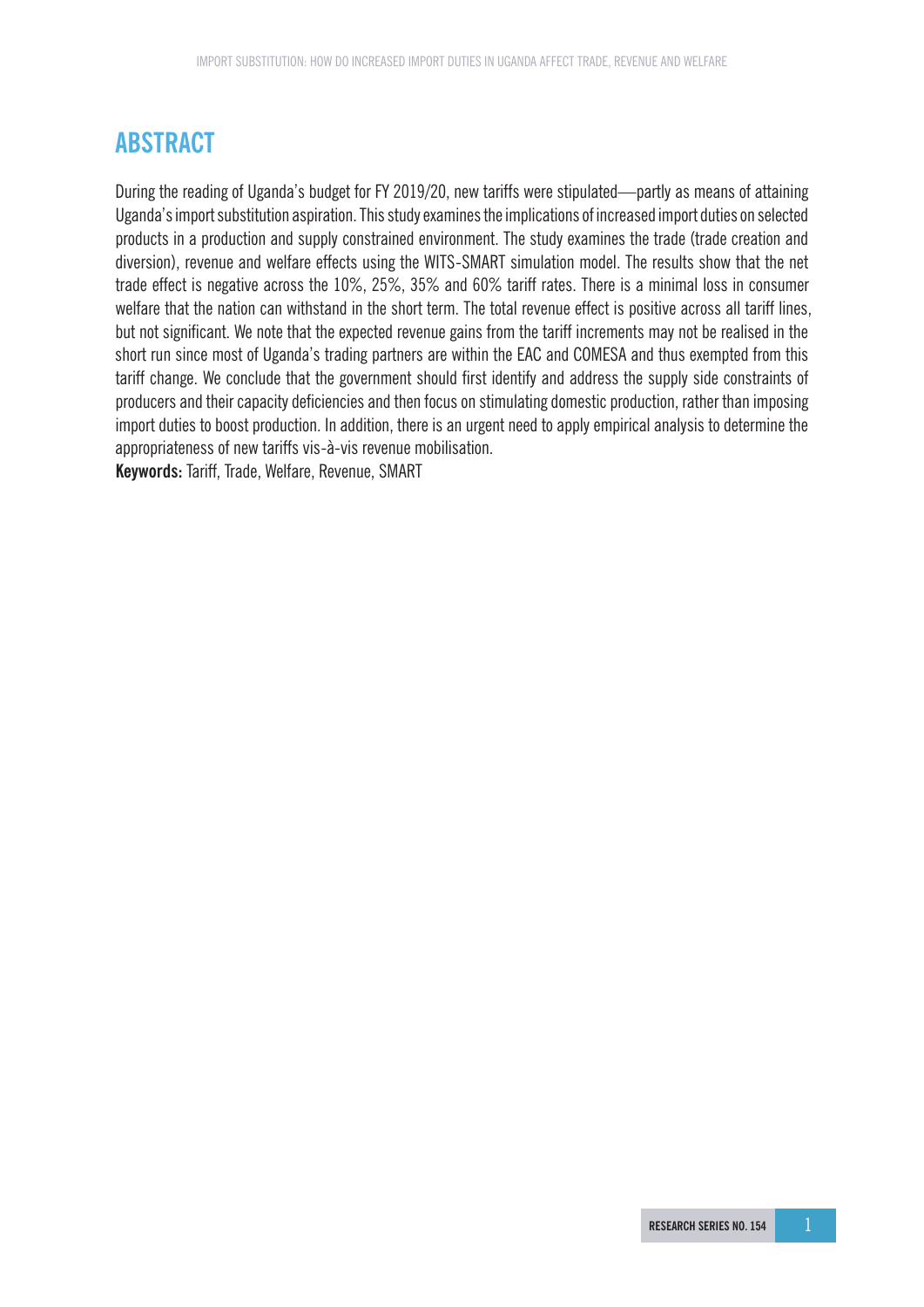## ABSTRACT

During the reading of Uganda's budget for FY 2019/20, new tariffs were stipulated—partly as means of attaining Uganda's import substitution aspiration. This study examines the implications of increased import duties on selected products in a production and supply constrained environment. The study examines the trade (trade creation and diversion), revenue and welfare effects using the WITS-SMART simulation model. The results show that the net trade effect is negative across the 10%, 25%, 35% and 60% tariff rates. There is a minimal loss in consumer welfare that the nation can withstand in the short term. The total revenue effect is positive across all tariff lines, but not significant. We note that the expected revenue gains from the tariff increments may not be realised in the short run since most of Uganda's trading partners are within the EAC and COMESA and thus exempted from this tariff change. We conclude that the government should first identify and address the supply side constraints of producers and their capacity deficiencies and then focus on stimulating domestic production, rather than imposing import duties to boost production. In addition, there is an urgent need to apply empirical analysis to determine the appropriateness of new tariffs vis-à-vis revenue mobilisation.

**Keywords:** Tariff, Trade, Welfare, Revenue, SMART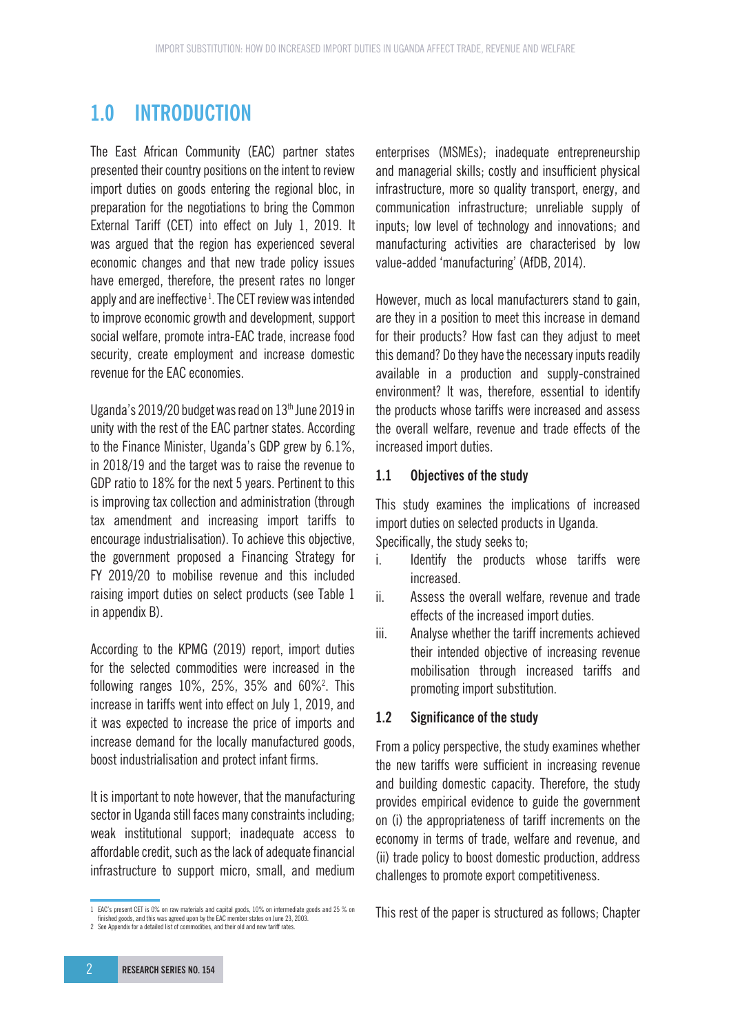# 1.0 INTRODUCTION

The East African Community (EAC) partner states presented their country positions on the intent to review import duties on goods entering the regional bloc, in preparation for the negotiations to bring the Common External Tariff (CET) into effect on July 1, 2019. It was argued that the region has experienced several economic changes and that new trade policy issues have emerged, therefore, the present rates no longer apply and are ineffective[1]. The CET review was intended to improve economic growth and development, support social welfare, promote intra-EAC trade, increase food security, create employment and increase domestic revenue for the EAC economies.

Uganda's 2019/20 budget was read on 13th June 2019 in unity with the rest of the EAC partner states. According to the Finance Minister, Uganda's GDP grew by 6.1%, in 2018/19 and the target was to raise the revenue to GDP ratio to 18% for the next 5 years. Pertinent to this is improving tax collection and administration (through tax amendment and increasing import tariffs to encourage industrialisation). To achieve this objective, the government proposed a Financing Strategy for FY 2019/20 to mobilise revenue and this included raising import duties on select products (see Table 1 in appendix B).

According to the KPMG (2019) report, import duties for the selected commodities were increased in the following ranges 10%, 25%, 35% and 60%[2]. This increase in tariffs went into effect on July 1, 2019, and it was expected to increase the price of imports and increase demand for the locally manufactured goods, boost industrialisation and protect infant firms.

It is important to note however, that the manufacturing sector in Uganda still faces many constraints including; weak institutional support; inadequate access to affordable credit, such as the lack of adequate financial infrastructure to support micro, small, and medium enterprises (MSMEs); inadequate entrepreneurship and managerial skills; costly and insufficient physical infrastructure, more so quality transport, energy, and communication infrastructure; unreliable supply of inputs; low level of technology and innovations; and manufacturing activities are characterised by low value-added 'manufacturing' (AfDB, 2014).

However, much as local manufacturers stand to gain, are they in a position to meet this increase in demand for their products? How fast can they adjust to meet this demand? Do they have the necessary inputs readily available in a production and supply-constrained environment? It was, therefore, essential to identify the products whose tariffs were increased and assess the overall welfare, revenue and trade effects of the increased import duties.

## 1.1 Objectives of the study

This study examines the implications of increased import duties on selected products in Uganda.

Specifically, the study seeks to;

i. Identify the products whose tariffs were increased.
ii. Assess the overall welfare, revenue and trade effects of the increased import duties.
iii. Analyse whether the tariff increments achieved their intended objective of increasing revenue mobilisation through increased tariffs and promoting import substitution.

## 1.2 Significance of the study

From a policy perspective, the study examines whether the new tariffs were sufficient in increasing revenue and building domestic capacity. Therefore, the study provides empirical evidence to guide the government on (i) the appropriateness of tariff increments on the economy in terms of trade, welfare and revenue, and (ii) trade policy to boost domestic production, address challenges to promote export competitiveness.

This rest of the paper is structured as follows; Chapter

---

[1] EAC's present CET is 0% on raw materials and capital goods, 10% on intermediate goods and 25 % on finished goods, and this was agreed upon by the EAC member states on June 23, 2003.

[2] See Appendix for a detailed list of commodities, and their old and new tariff rates.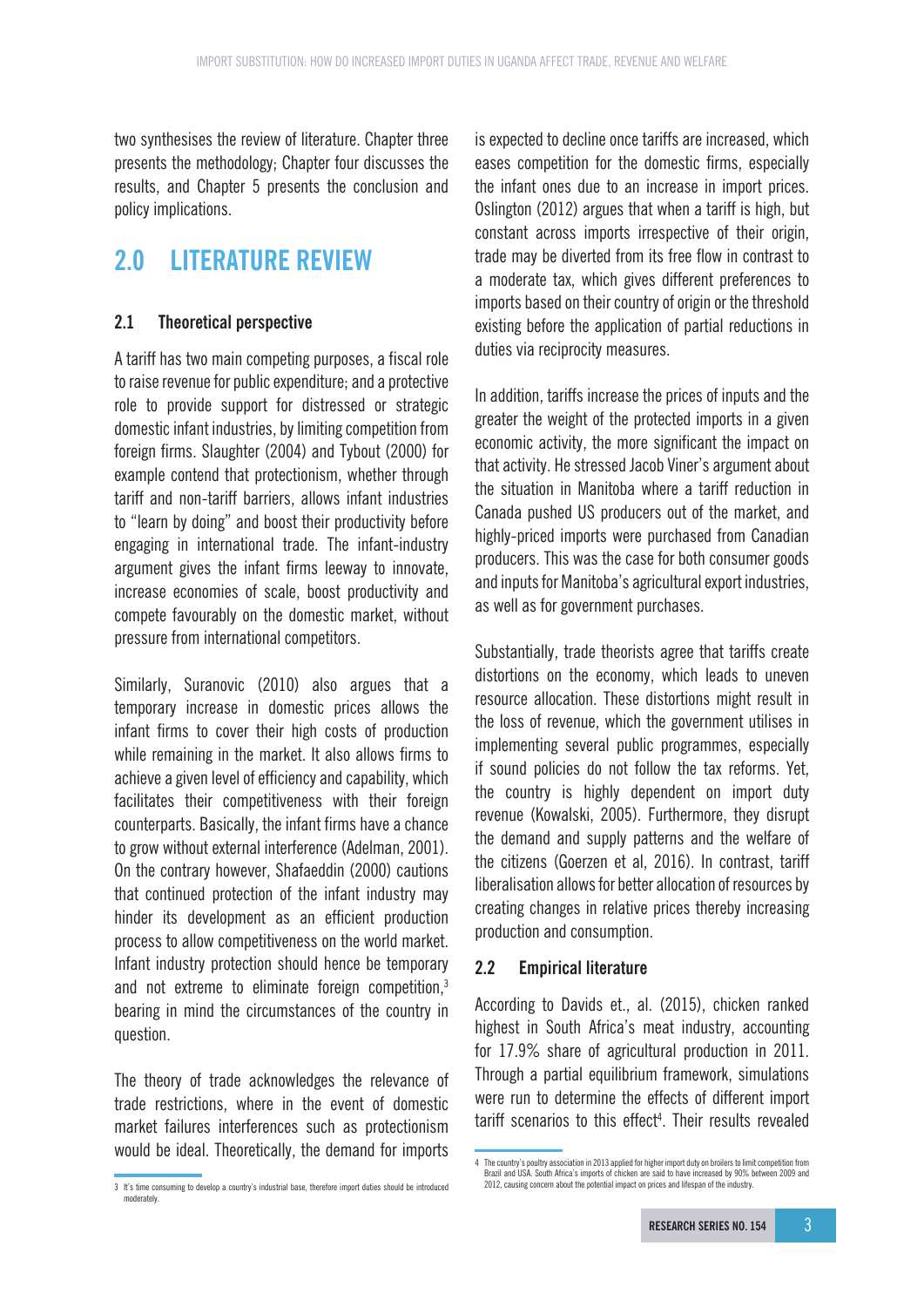two synthesises the review of literature. Chapter three presents the methodology; Chapter four discusses the results, and Chapter 5 presents the conclusion and policy implications.

## 2.0 LITERATURE REVIEW

### 2.1 Theoretical perspective

A tariff has two main competing purposes, a fiscal role to raise revenue for public expenditure; and a protective role to provide support for distressed or strategic domestic infant industries, by limiting competition from foreign firms. Slaughter (2004) and Tybout (2000) for example contend that protectionism, whether through tariff and non-tariff barriers, allows infant industries to "learn by doing" and boost their productivity before engaging in international trade. The infant-industry argument gives the infant firms leeway to innovate, increase economies of scale, boost productivity and compete favourably on the domestic market, without pressure from international competitors.

Similarly, Suranovic (2010) also argues that a temporary increase in domestic prices allows the infant firms to cover their high costs of production while remaining in the market. It also allows firms to achieve a given level of efficiency and capability, which facilitates their competitiveness with their foreign counterparts. Basically, the infant firms have a chance to grow without external interference (Adelman, 2001). On the contrary however, Shafaeddin (2000) cautions that continued protection of the infant industry may hinder its development as an efficient production process to allow competitiveness on the world market. Infant industry protection should hence be temporary and not extreme to eliminate foreign competition,[3] bearing in mind the circumstances of the country in question.

The theory of trade acknowledges the relevance of trade restrictions, where in the event of domestic market failures interferences such as protectionism would be ideal. Theoretically, the demand for imports is expected to decline once tariffs are increased, which eases competition for the domestic firms, especially the infant ones due to an increase in import prices. Oslington (2012) argues that when a tariff is high, but constant across imports irrespective of their origin, trade may be diverted from its free flow in contrast to a moderate tax, which gives different preferences to imports based on their country of origin or the threshold existing before the application of partial reductions in duties via reciprocity measures.

In addition, tariffs increase the prices of inputs and the greater the weight of the protected imports in a given economic activity, the more significant the impact on that activity. He stressed Jacob Viner's argument about the situation in Manitoba where a tariff reduction in Canada pushed US producers out of the market, and highly-priced imports were purchased from Canadian producers. This was the case for both consumer goods and inputs for Manitoba's agricultural export industries, as well as for government purchases.

Substantially, trade theorists agree that tariffs create distortions on the economy, which leads to uneven resource allocation. These distortions might result in the loss of revenue, which the government utilises in implementing several public programmes, especially if sound policies do not follow the tax reforms. Yet, the country is highly dependent on import duty revenue (Kowalski, 2005). Furthermore, they disrupt the demand and supply patterns and the welfare of the citizens (Goerzen et al, 2016). In contrast, tariff liberalisation allows for better allocation of resources by creating changes in relative prices thereby increasing production and consumption.

### 2.2 Empirical literature

According to Davids et., al. (2015), chicken ranked highest in South Africa's meat industry, accounting for 17.9% share of agricultural production in 2011. Through a partial equilibrium framework, simulations were run to determine the effects of different import tariff scenarios to this effect[4]. Their results revealed

---

[3] It's time consuming to develop a country's industrial base, therefore import duties should be introduced moderately.

[4] The country's poultry association in 2013 applied for higher import duty on broilers to limit competition from Brazil and USA. South Africa's imports of chicken are said to have increased by 90% between 2009 and 2012, causing concern about the potential impact on prices and lifespan of the industry.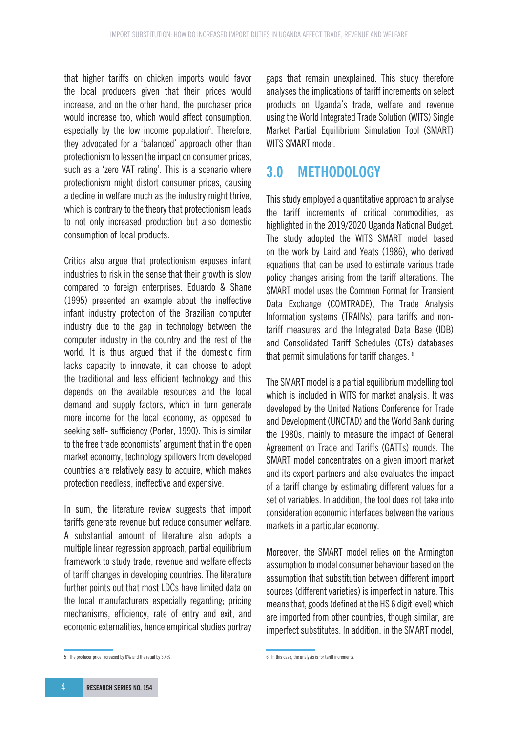that higher tariffs on chicken imports would favor the local producers given that their prices would increase, and on the other hand, the purchaser price would increase too, which would affect consumption, especially by the low income population[5]. Therefore, they advocated for a 'balanced' approach other than protectionism to lessen the impact on consumer prices, such as a 'zero VAT rating'. This is a scenario where protectionism might distort consumer prices, causing a decline in welfare much as the industry might thrive, which is contrary to the theory that protectionism leads to not only increased production but also domestic consumption of local products.

Critics also argue that protectionism exposes infant industries to risk in the sense that their growth is slow compared to foreign enterprises. Eduardo & Shane (1995) presented an example about the ineffective infant industry protection of the Brazilian computer industry due to the gap in technology between the computer industry in the country and the rest of the world. It is thus argued that if the domestic firm lacks capacity to innovate, it can choose to adopt the traditional and less efficient technology and this depends on the available resources and the local demand and supply factors, which in turn generate more income for the local economy, as opposed to seeking self- sufficiency (Porter, 1990). This is similar to the free trade economists' argument that in the open market economy, technology spillovers from developed countries are relatively easy to acquire, which makes protection needless, ineffective and expensive.

In sum, the literature review suggests that import tariffs generate revenue but reduce consumer welfare. A substantial amount of literature also adopts a multiple linear regression approach, partial equilibrium framework to study trade, revenue and welfare effects of tariff changes in developing countries. The literature further points out that most LDCs have limited data on the local manufacturers especially regarding; pricing mechanisms, efficiency, rate of entry and exit, and economic externalities, hence empirical studies portray gaps that remain unexplained. This study therefore analyses the implications of tariff increments on select products on Uganda's trade, welfare and revenue using the World Integrated Trade Solution (WITS) Single Market Partial Equilibrium Simulation Tool (SMART) WITS SMART model.

## 3.0 METHODOLOGY

This study employed a quantitative approach to analyse the tariff increments of critical commodities, as highlighted in the 2019/2020 Uganda National Budget. The study adopted the WITS SMART model based on the work by Laird and Yeats (1986), who derived equations that can be used to estimate various trade policy changes arising from the tariff alterations. The SMART model uses the Common Format for Transient Data Exchange (COMTRADE), The Trade Analysis Information systems (TRAINs), para tariffs and non-tariff measures and the Integrated Data Base (IDB) and Consolidated Tariff Schedules (CTs) databases that permit simulations for tariff changes. [6]

The SMART model is a partial equilibrium modelling tool which is included in WITS for market analysis. It was developed by the United Nations Conference for Trade and Development (UNCTAD) and the World Bank during the 1980s, mainly to measure the impact of General Agreement on Trade and Tariffs (GATTs) rounds. The SMART model concentrates on a given import market and its export partners and also evaluates the impact of a tariff change by estimating different values for a set of variables. In addition, the tool does not take into consideration economic interfaces between the various markets in a particular economy.

Moreover, the SMART model relies on the Armington assumption to model consumer behaviour based on the assumption that substitution between different import sources (different varieties) is imperfect in nature. This means that, goods (defined at the HS 6 digit level) which are imported from other countries, though similar, are imperfect substitutes. In addition, in the SMART model,

---

[5] The producer price increased by 6% and the retail by 3.4%.

[6] In this case, the analysis is for tariff increments.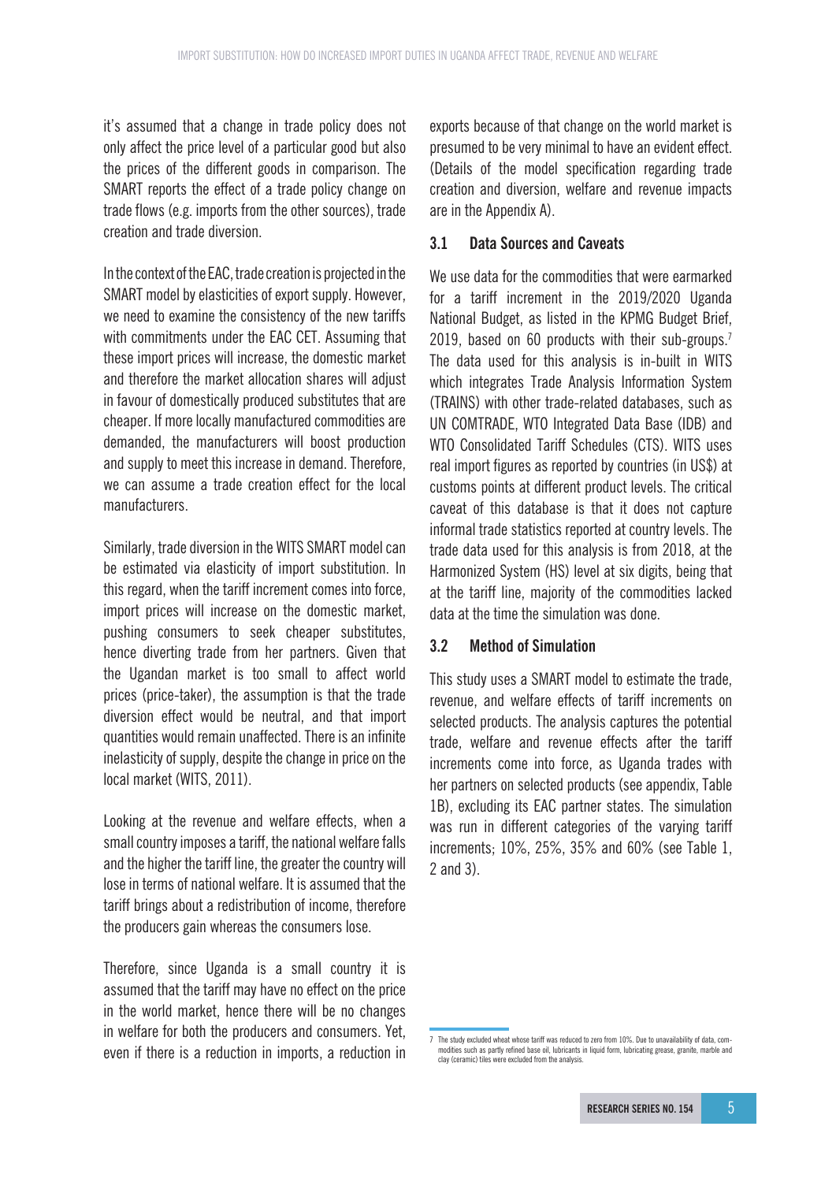it's assumed that a change in trade policy does not only affect the price level of a particular good but also the prices of the different goods in comparison. The SMART reports the effect of a trade policy change on trade flows (e.g. imports from the other sources), trade creation and trade diversion.

In the context of the EAC, trade creation is projected in the SMART model by elasticities of export supply. However, we need to examine the consistency of the new tariffs with commitments under the EAC CET. Assuming that these import prices will increase, the domestic market and therefore the market allocation shares will adjust in favour of domestically produced substitutes that are cheaper. If more locally manufactured commodities are demanded, the manufacturers will boost production and supply to meet this increase in demand. Therefore, we can assume a trade creation effect for the local manufacturers.

Similarly, trade diversion in the WITS SMART model can be estimated via elasticity of import substitution. In this regard, when the tariff increment comes into force, import prices will increase on the domestic market, pushing consumers to seek cheaper substitutes, hence diverting trade from her partners. Given that the Ugandan market is too small to affect world prices (price-taker), the assumption is that the trade diversion effect would be neutral, and that import quantities would remain unaffected. There is an infinite inelasticity of supply, despite the change in price on the local market (WITS, 2011).

Looking at the revenue and welfare effects, when a small country imposes a tariff, the national welfare falls and the higher the tariff line, the greater the country will lose in terms of national welfare. It is assumed that the tariff brings about a redistribution of income, therefore the producers gain whereas the consumers lose.

Therefore, since Uganda is a small country it is assumed that the tariff may have no effect on the price in the world market, hence there will be no changes in welfare for both the producers and consumers. Yet, even if there is a reduction in imports, a reduction in exports because of that change on the world market is presumed to be very minimal to have an evident effect. (Details of the model specification regarding trade creation and diversion, welfare and revenue impacts are in the Appendix A).

### 3.1 Data Sources and Caveats

We use data for the commodities that were earmarked for a tariff increment in the 2019/2020 Uganda National Budget, as listed in the KPMG Budget Brief, 2019, based on 60 products with their sub-groups.[7] The data used for this analysis is in-built in WITS which integrates Trade Analysis Information System (TRAINS) with other trade-related databases, such as UN COMTRADE, WTO Integrated Data Base (IDB) and WTO Consolidated Tariff Schedules (CTS). WITS uses real import figures as reported by countries (in US$) at customs points at different product levels. The critical caveat of this database is that it does not capture informal trade statistics reported at country levels. The trade data used for this analysis is from 2018, at the Harmonized System (HS) level at six digits, being that at the tariff line, majority of the commodities lacked data at the time the simulation was done.

### 3.2 Method of Simulation

This study uses a SMART model to estimate the trade, revenue, and welfare effects of tariff increments on selected products. The analysis captures the potential trade, welfare and revenue effects after the tariff increments come into force, as Uganda trades with her partners on selected products (see appendix, Table 1B), excluding its EAC partner states. The simulation was run in different categories of the varying tariff increments; 10%, 25%, 35% and 60% (see Table 1, 2 and 3).

---

[7] The study excluded wheat whose tariff was reduced to zero from 10%. Due to unavailability of data, commodities such as partly refined base oil, lubricants in liquid form, lubricating grease, granite, marble and clay (ceramic) tiles were excluded from the analysis.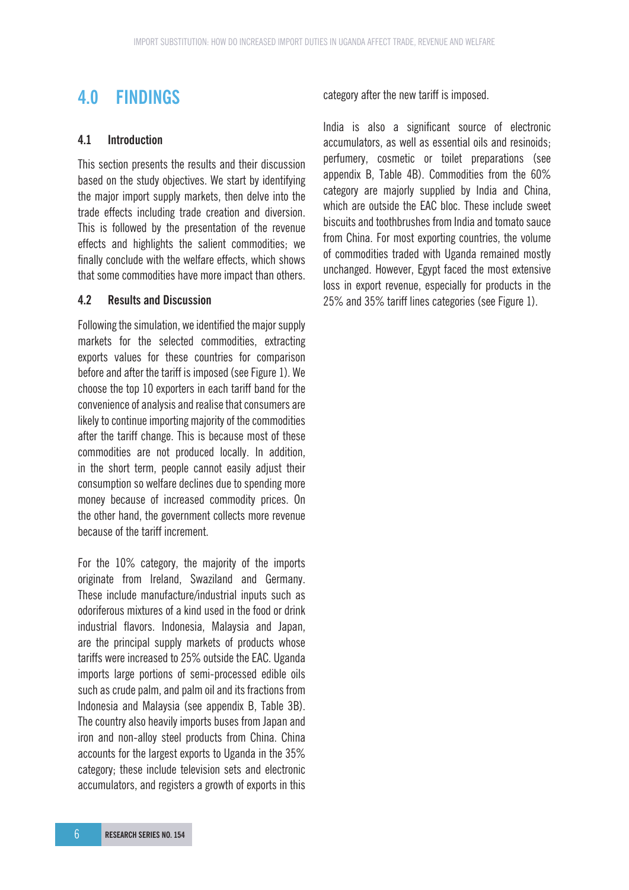# 4.0 FINDINGS

## 4.1 Introduction

This section presents the results and their discussion based on the study objectives. We start by identifying the major import supply markets, then delve into the trade effects including trade creation and diversion. This is followed by the presentation of the revenue effects and highlights the salient commodities; we finally conclude with the welfare effects, which shows that some commodities have more impact than others.

## 4.2 Results and Discussion

Following the simulation, we identified the major supply markets for the selected commodities, extracting exports values for these countries for comparison before and after the tariff is imposed (see Figure 1). We choose the top 10 exporters in each tariff band for the convenience of analysis and realise that consumers are likely to continue importing majority of the commodities after the tariff change. This is because most of these commodities are not produced locally. In addition, in the short term, people cannot easily adjust their consumption so welfare declines due to spending more money because of increased commodity prices. On the other hand, the government collects more revenue because of the tariff increment.

For the 10% category, the majority of the imports originate from Ireland, Swaziland and Germany. These include manufacture/industrial inputs such as odoriferous mixtures of a kind used in the food or drink industrial flavors. Indonesia, Malaysia and Japan, are the principal supply markets of products whose tariffs were increased to 25% outside the EAC. Uganda imports large portions of semi-processed edible oils such as crude palm, and palm oil and its fractions from Indonesia and Malaysia (see appendix B, Table 3B). The country also heavily imports buses from Japan and iron and non-alloy steel products from China. China accounts for the largest exports to Uganda in the 35% category; these include television sets and electronic accumulators, and registers a growth of exports in this category after the new tariff is imposed.

India is also a significant source of electronic accumulators, as well as essential oils and resinoids; perfumery, cosmetic or toilet preparations (see appendix B, Table 4B). Commodities from the 60% category are majorly supplied by India and China, which are outside the EAC bloc. These include sweet biscuits and toothbrushes from India and tomato sauce from China. For most exporting countries, the volume of commodities traded with Uganda remained mostly unchanged. However, Egypt faced the most extensive loss in export revenue, especially for products in the 25% and 35% tariff lines categories (see Figure 1).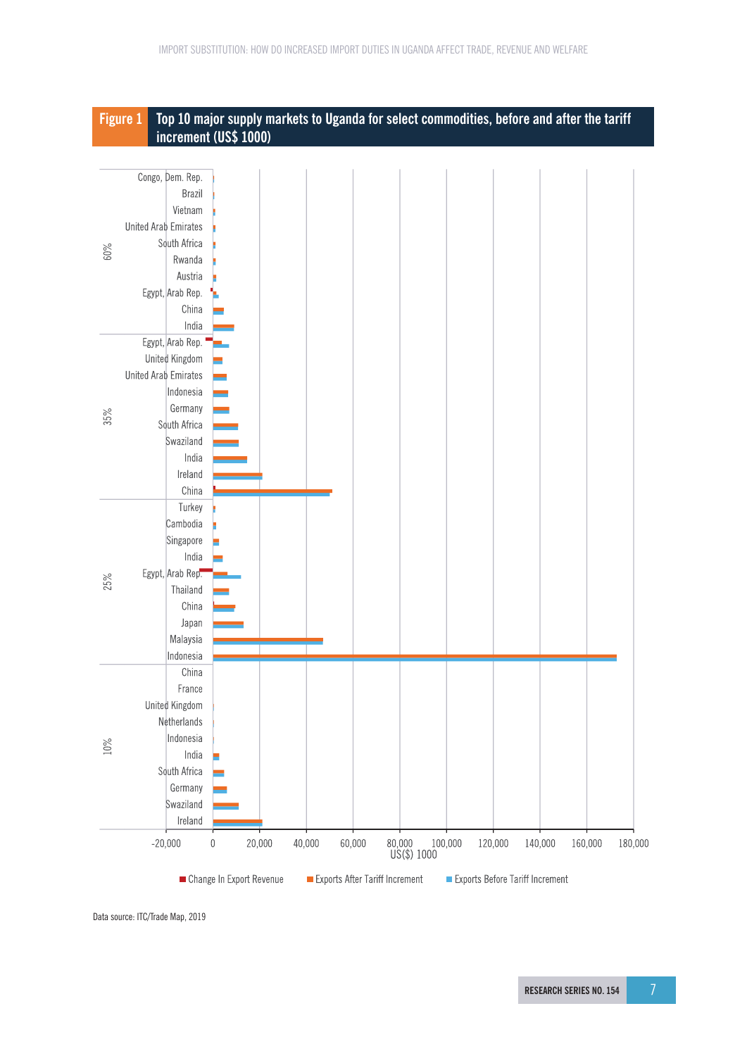**Figure 1** Top 10 major supply markets to Uganda for select commodities, before and after the tariff increment (US$ 1000)

Data source: ITC/Trade Map, 2019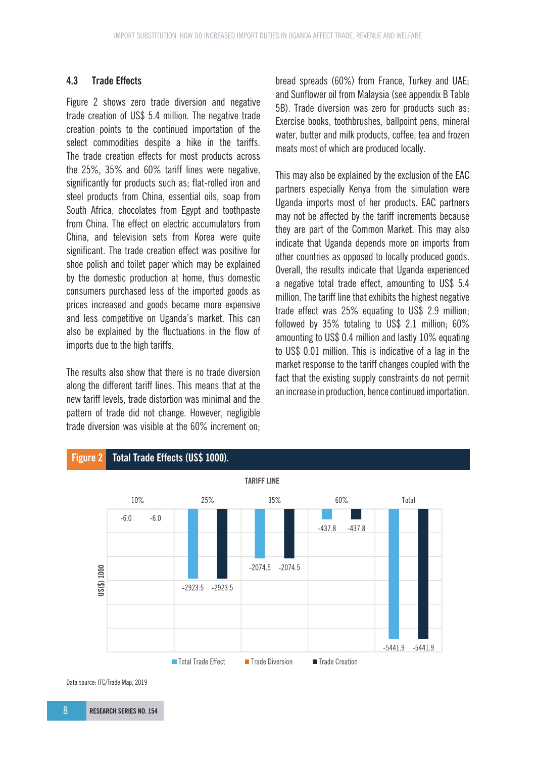### 4.3 Trade Effects

Figure 2 shows zero trade diversion and negative trade creation of US$ 5.4 million. The negative trade creation points to the continued importation of the select commodities despite a hike in the tariffs. The trade creation effects for most products across the 25%, 35% and 60% tariff lines were negative, significantly for products such as; flat-rolled iron and steel products from China, essential oils, soap from South Africa, chocolates from Egypt and toothpaste from China. The effect on electric accumulators from China, and television sets from Korea were quite significant. The trade creation effect was positive for shoe polish and toilet paper which may be explained by the domestic production at home, thus domestic consumers purchased less of the imported goods as prices increased and goods became more expensive and less competitive on Uganda's market. This can also be explained by the fluctuations in the flow of imports due to the high tariffs.

The results also show that there is no trade diversion along the different tariff lines. This means that at the new tariff levels, trade distortion was minimal and the pattern of trade did not change. However, negligible trade diversion was visible at the 60% increment on; bread spreads (60%) from France, Turkey and UAE; and Sunflower oil from Malaysia (see appendix B Table 5B). Trade diversion was zero for products such as; Exercise books, toothbrushes, ballpoint pens, mineral water, butter and milk products, coffee, tea and frozen meats most of which are produced locally.

This may also be explained by the exclusion of the EAC partners especially Kenya from the simulation were Uganda imports most of her products. EAC partners may not be affected by the tariff increments because they are part of the Common Market. This may also indicate that Uganda depends more on imports from other countries as opposed to locally produced goods. Overall, the results indicate that Uganda experienced a negative total trade effect, amounting to US$ 5.4 million. The tariff line that exhibits the highest negative trade effect was 25% equating to US$ 2.9 million; followed by 35% totaling to US$ 2.1 million; 60% amounting to US$ 0.4 million and lastly 10% equating to US$ 0.01 million. This is indicative of a lag in the market response to the tariff changes coupled with the fact that the existing supply constraints do not permit an increase in production, hence continued importation.

**Figure 2 Total Trade Effects (US$ 1000).**

| Tariff Line | Total Trade Effect | Trade Diversion | Trade Creation |
|---|---|---|---|
| 10% | -6.0 | | -6.0 |
| 25% | -2923.5 | | -2923.5 |
| 35% | -2074.5 | | -2074.5 |
| 60% | -437.8 | | -437.8 |
| Total | -5441.9 | | -5441.9 |

Data source: ITC/Trade Map, 2019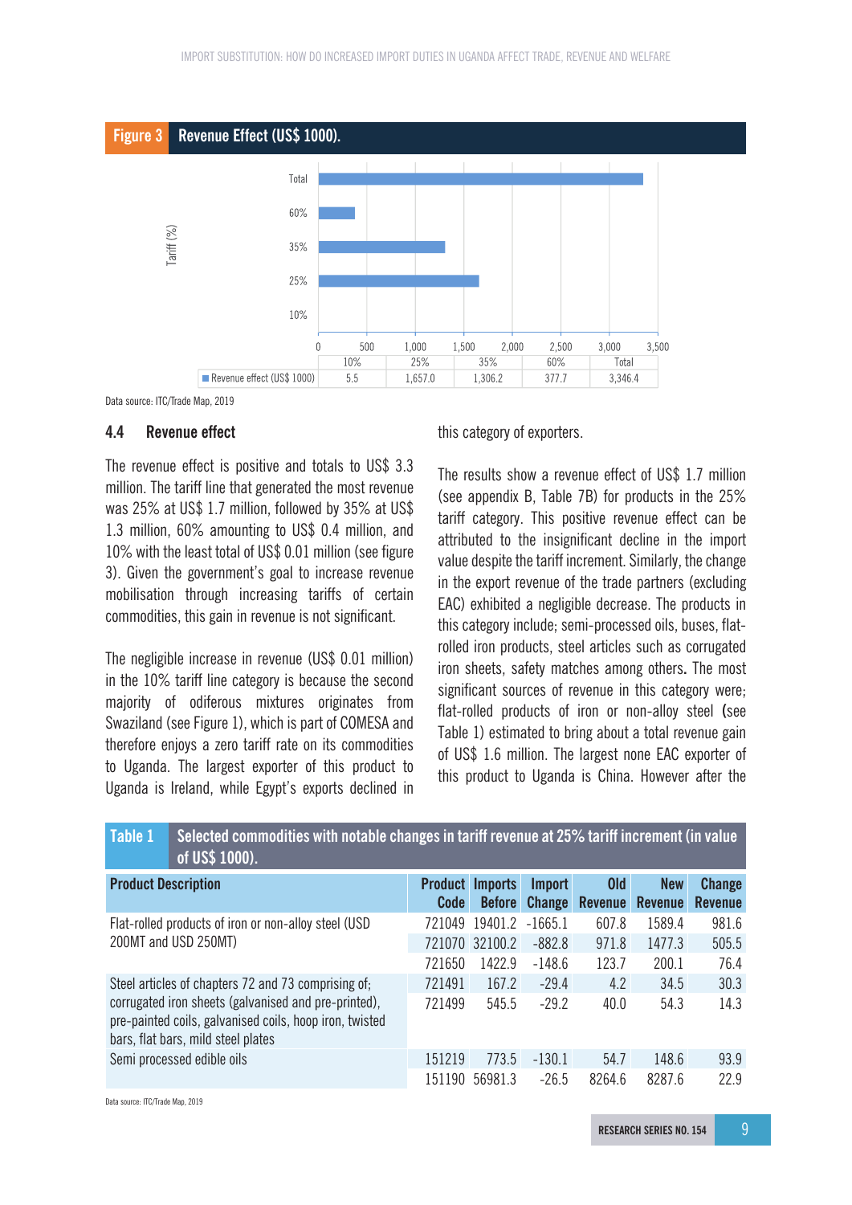**Figure 3** Revenue Effect (US$ 1000).

| | 10% | 25% | 35% | 60% | Total |
|---|---|---|---|---|---|
| Revenue effect (US$ 1000) | 5.5 | 1,657.0 | 1,306.2 | 377.7 | 3,346.4 |

Data source: ITC/Trade Map, 2019

### 4.4 Revenue effect

The revenue effect is positive and totals to US$ 3.3 million. The tariff line that generated the most revenue was 25% at US$ 1.7 million, followed by 35% at US$ 1.3 million, 60% amounting to US$ 0.4 million, and 10% with the least total of US$ 0.01 million (see figure 3). Given the government's goal to increase revenue mobilisation through increasing tariffs of certain commodities, this gain in revenue is not significant.

The negligible increase in revenue (US$ 0.01 million) in the 10% tariff line category is because the second majority of odiferous mixtures originates from Swaziland (see Figure 1), which is part of COMESA and therefore enjoys a zero tariff rate on its commodities to Uganda. The largest exporter of this product to Uganda is Ireland, while Egypt's exports declined in this category of exporters.

The results show a revenue effect of US$ 1.7 million (see appendix B, Table 7B) for products in the 25% tariff category. This positive revenue effect can be attributed to the insignificant decline in the import value despite the tariff increment. Similarly, the change in the export revenue of the trade partners (excluding EAC) exhibited a negligible decrease. The products in this category include; semi-processed oils, buses, flat-rolled iron products, steel articles such as corrugated iron sheets, safety matches among others. The most significant sources of revenue in this category were; flat-rolled products of iron or non-alloy steel (see Table 1) estimated to bring about a total revenue gain of US$ 1.6 million. The largest none EAC exporter of this product to Uganda is China. However after the

**Table 1** Selected commodities with notable changes in tariff revenue at 25% tariff increment (in value of US$ 1000).

| Product Description | Product Code | Imports Before | Import Change | Old Revenue | New Revenue | Change Revenue |
|---|---|---|---|---|---|---|
| Flat-rolled products of iron or non-alloy steel (USD 200MT and USD 250MT) | 721049 | 19401.2 | -1665.1 | 607.8 | 1589.4 | 981.6 |
| | 721070 | 32100.2 | -882.8 | 971.8 | 1477.3 | 505.5 |
| | 721650 | 1422.9 | -148.6 | 123.7 | 200.1 | 76.4 |
| Steel articles of chapters 72 and 73 comprising of; corrugated iron sheets (galvanised and pre-printed), pre-painted coils, galvanised coils, hoop iron, twisted bars, flat bars, mild steel plates | 721491 | 167.2 | -29.4 | 4.2 | 34.5 | 30.3 |
| | 721499 | 545.5 | -29.2 | 40.0 | 54.3 | 14.3 |
| Semi processed edible oils | 151219 | 773.5 | -130.1 | 54.7 | 148.6 | 93.9 |
| | 151190 | 56981.3 | -26.5 | 8264.6 | 8287.6 | 22.9 |

Data source: ITC/Trade Map, 2019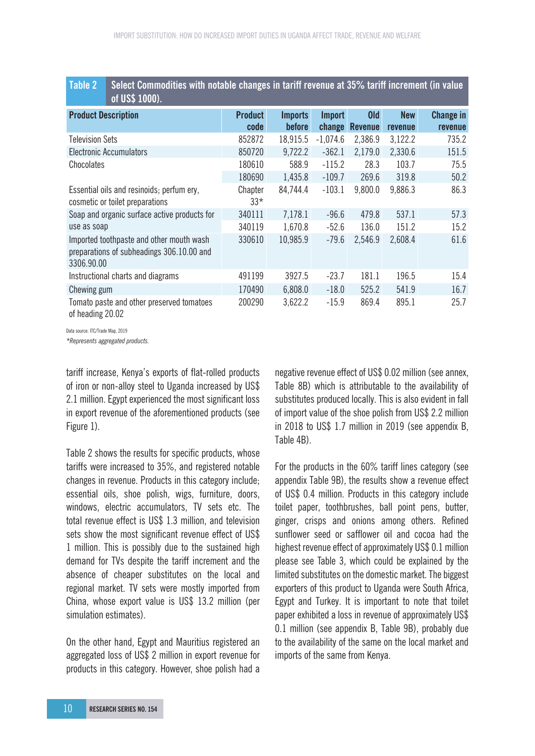**Table 2** Select Commodities with notable changes in tariff revenue at 35% tariff increment (in value of US$ 1000).

| Product Description | Product code | Imports before | Import change | Old Revenue | New revenue | Change in revenue |
|---|---|---|---|---|---|---|
| Television Sets | 852872 | 18,915.5 | -1,074.6 | 2,386.9 | 3,122.2 | 735.2 |
| Electronic Accumulators | 850720 | 9,722.2 | -362.1 | 2,179.0 | 2,330.6 | 151.5 |
| Chocolates | 180610 | 588.9 | -115.2 | 28.3 | 103.7 | 75.5 |
| | 180690 | 1,435.8 | -109.7 | 269.6 | 319.8 | 50.2 |
| Essential oils and resinoids; perfum ery, cosmetic or toilet preparations | Chapter 33* | 84,744.4 | -103.1 | 9,800.0 | 9,886.3 | 86.3 |
| Soap and organic surface active products for use as soap | 340111 | 7,178.1 | -96.6 | 479.8 | 537.1 | 57.3 |
| | 340119 | 1,670.8 | -52.6 | 136.0 | 151.2 | 15.2 |
| Imported toothpaste and other mouth wash preparations of subheadings 306.10.00 and 3306.90.00 | 330610 | 10,985.9 | -79.6 | 2,546.9 | 2,608.4 | 61.6 |
| Instructional charts and diagrams | 491199 | 3927.5 | -23.7 | 181.1 | 196.5 | 15.4 |
| Chewing gum | 170490 | 6,808.0 | -18.0 | 525.2 | 541.9 | 16.7 |
| Tomato paste and other preserved tomatoes of heading 20.02 | 200290 | 3,622.2 | -15.9 | 869.4 | 895.1 | 25.7 |

Data source: ITC/Trade Map, 2019

*\*Represents aggregated products.*

tariff increase, Kenya's exports of flat-rolled products of iron or non-alloy steel to Uganda increased by US$ 2.1 million. Egypt experienced the most significant loss in export revenue of the aforementioned products (see Figure 1).

Table 2 shows the results for specific products, whose tariffs were increased to 35%, and registered notable changes in revenue. Products in this category include; essential oils, shoe polish, wigs, furniture, doors, windows, electric accumulators, TV sets etc. The total revenue effect is US$ 1.3 million, and television sets show the most significant revenue effect of US$ 1 million. This is possibly due to the sustained high demand for TVs despite the tariff increment and the absence of cheaper substitutes on the local and regional market. TV sets were mostly imported from China, whose export value is US$ 13.2 million (per simulation estimates).

On the other hand, Egypt and Mauritius registered an aggregated loss of US$ 2 million in export revenue for products in this category. However, shoe polish had a negative revenue effect of US$ 0.02 million (see annex, Table 8B) which is attributable to the availability of substitutes produced locally. This is also evident in fall of import value of the shoe polish from US$ 2.2 million in 2018 to US$ 1.7 million in 2019 (see appendix B, Table 4B).

For the products in the 60% tariff lines category (see appendix Table 9B), the results show a revenue effect of US$ 0.4 million. Products in this category include toilet paper, toothbrushes, ball point pens, butter, ginger, crisps and onions among others. Refined sunflower seed or safflower oil and cocoa had the highest revenue effect of approximately US$ 0.1 million please see Table 3, which could be explained by the limited substitutes on the domestic market. The biggest exporters of this product to Uganda were South Africa, Egypt and Turkey. It is important to note that toilet paper exhibited a loss in revenue of approximately US$ 0.1 million (see appendix B, Table 9B), probably due to the availability of the same on the local market and imports of the same from Kenya.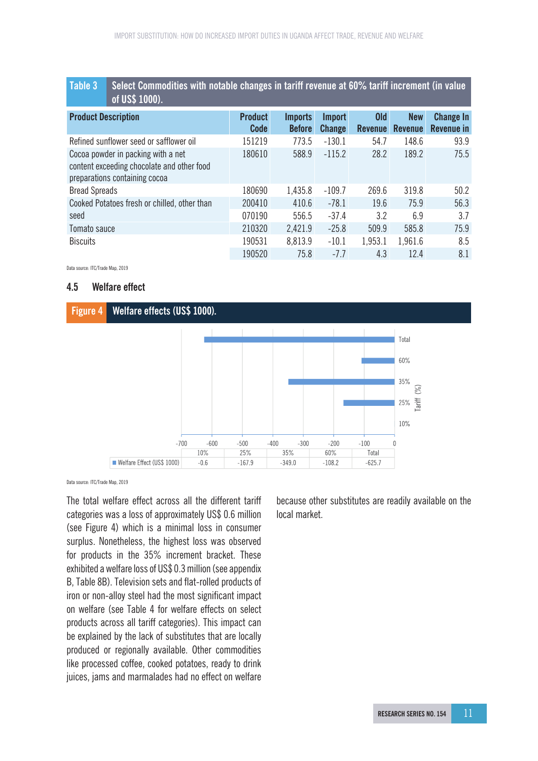**Table 3** Select Commodities with notable changes in tariff revenue at 60% tariff increment (in value of US$ 1000).

| Product Description | Product Code | Imports Before | Import Change | Old Revenue | New Revenue | Change In Revenue in |
|---|---|---|---|---|---|---|
| Refined sunflower seed or safflower oil | 151219 | 773.5 | -130.1 | 54.7 | 148.6 | 93.9 |
| Cocoa powder in packing with a net content exceeding chocolate and other food preparations containing cocoa | 180610 | 588.9 | -115.2 | 28.2 | 189.2 | 75.5 |
| Bread Spreads | 180690 | 1,435.8 | -109.7 | 269.6 | 319.8 | 50.2 |
| Cooked Potatoes fresh or chilled, other than | 200410 | 410.6 | -78.1 | 19.6 | 75.9 | 56.3 |
| seed | 070190 | 556.5 | -37.4 | 3.2 | 6.9 | 3.7 |
| Tomato sauce | 210320 | 2,421.9 | -25.8 | 509.9 | 585.8 | 75.9 |
| Biscuits | 190531 | 8,813.9 | -10.1 | 1,953.1 | 1,961.6 | 8.5 |
| | 190520 | 75.8 | -7.7 | 4.3 | 12.4 | 8.1 |

Data source: ITC/Trade Map, 2019

## 4.5 Welfare effect

**Figure 4** Welfare effects (US$ 1000).

| | 10% | 25% | 35% | 60% | Total |
|---|---|---|---|---|---|
| Welfare Effect (US$ 1000) | -0.6 | -167.9 | -349.0 | -108.2 | -625.7 |

Data source: ITC/Trade Map, 2019

The total welfare effect across all the different tariff categories was a loss of approximately US$ 0.6 million (see Figure 4) which is a minimal loss in consumer surplus. Nonetheless, the highest loss was observed for products in the 35% increment bracket. These exhibited a welfare loss of US$ 0.3 million (see appendix B, Table 8B). Television sets and flat-rolled products of iron or non-alloy steel had the most significant impact on welfare (see Table 4 for welfare effects on select products across all tariff categories). This impact can be explained by the lack of substitutes that are locally produced or regionally available. Other commodities like processed coffee, cooked potatoes, ready to drink juices, jams and marmalades had no effect on welfare because other substitutes are readily available on the local market.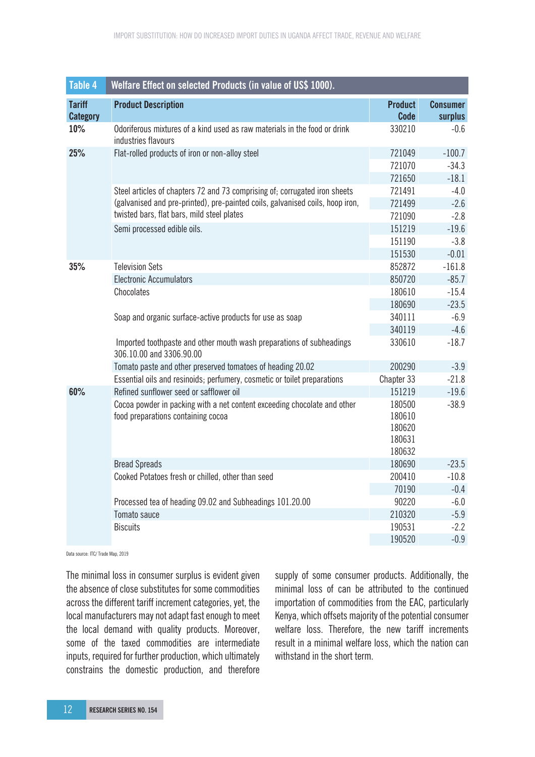**Table 4 Welfare Effect on selected Products (in value of US$ 1000).**

| Tariff Category | Product Description | Product Code | Consumer surplus |
|---|---|---|---|
| 10% | Odoriferous mixtures of a kind used as raw materials in the food or drink industries flavours | 330210 | -0.6 |
| 25% | Flat-rolled products of iron or non-alloy steel | 721049 | -100.7 |
| | | 721070 | -34.3 |
| | | 721650 | -18.1 |
| | Steel articles of chapters 72 and 73 comprising of; corrugated iron sheets (galvanised and pre-printed), pre-painted coils, galvanised coils, hoop iron, twisted bars, flat bars, mild steel plates | 721491 | -4.0 |
| | | 721499 | -2.6 |
| | | 721090 | -2.8 |
| | Semi processed edible oils. | 151219 | -19.6 |
| | | 151190 | -3.8 |
| | | 151530 | -0.01 |
| 35% | Television Sets | 852872 | -161.8 |
| | Electronic Accumulators | 850720 | -85.7 |
| | Chocolates | 180610 | -15.4 |
| | | 180690 | -23.5 |
| | Soap and organic surface-active products for use as soap | 340111 | -6.9 |
| | | 340119 | -4.6 |
| | Imported toothpaste and other mouth wash preparations of subheadings 306.10.00 and 3306.90.00 | 330610 | -18.7 |
| | Tomato paste and other preserved tomatoes of heading 20.02 | 200290 | -3.9 |
| | Essential oils and resinoids; perfumery, cosmetic or toilet preparations | Chapter 33 | -21.8 |
| 60% | Refined sunflower seed or safflower oil | 151219 | -19.6 |
| | Cocoa powder in packing with a net content exceeding chocolate and other food preparations containing cocoa | 180500 180610 180620 180631 180632 | -38.9 |
| | Bread Spreads | 180690 | -23.5 |
| | Cooked Potatoes fresh or chilled, other than seed | 200410 | -10.8 |
| | | 70190 | -0.4 |
| | Processed tea of heading 09.02 and Subheadings 101.20.00 | 90220 | -6.0 |
| | Tomato sauce | 210320 | -5.9 |
| | Biscuits | 190531 | -2.2 |
| | | 190520 | -0.9 |

Data source: ITC/ Trade Map, 2019

The minimal loss in consumer surplus is evident given the absence of close substitutes for some commodities across the different tariff increment categories, yet, the local manufacturers may not adapt fast enough to meet the local demand with quality products. Moreover, some of the taxed commodities are intermediate inputs, required for further production, which ultimately constrains the domestic production, and therefore supply of some consumer products. Additionally, the minimal loss of can be attributed to the continued importation of commodities from the EAC, particularly Kenya, which offsets majority of the potential consumer welfare loss. Therefore, the new tariff increments result in a minimal welfare loss, which the nation can withstand in the short term.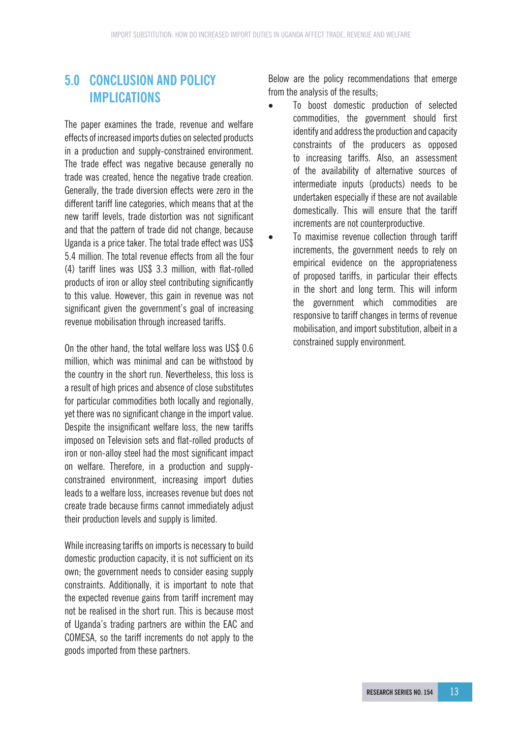## 5.0 CONCLUSION AND POLICY IMPLICATIONS

The paper examines the trade, revenue and welfare effects of increased imports duties on selected products in a production and supply-constrained environment. The trade effect was negative because generally no trade was created, hence the negative trade creation. Generally, the trade diversion effects were zero in the different tariff line categories, which means that at the new tariff levels, trade distortion was not significant and that the pattern of trade did not change, because Uganda is a price taker. The total trade effect was US$ 5.4 million. The total revenue effects from all the four (4) tariff lines was US$ 3.3 million, with flat-rolled products of iron or alloy steel contributing significantly to this value. However, this gain in revenue was not significant given the government's goal of increasing revenue mobilisation through increased tariffs.

On the other hand, the total welfare loss was US$ 0.6 million, which was minimal and can be withstood by the country in the short run. Nevertheless, this loss is a result of high prices and absence of close substitutes for particular commodities both locally and regionally, yet there was no significant change in the import value. Despite the insignificant welfare loss, the new tariffs imposed on Television sets and flat-rolled products of iron or non-alloy steel had the most significant impact on welfare. Therefore, in a production and supply-constrained environment, increasing import duties leads to a welfare loss, increases revenue but does not create trade because firms cannot immediately adjust their production levels and supply is limited.

While increasing tariffs on imports is necessary to build domestic production capacity, it is not sufficient on its own; the government needs to consider easing supply constraints. Additionally, it is important to note that the expected revenue gains from tariff increment may not be realised in the short run. This is because most of Uganda's trading partners are within the EAC and COMESA, so the tariff increments do not apply to the goods imported from these partners.

Below are the policy recommendations that emerge from the analysis of the results;

- To boost domestic production of selected commodities, the government should first identify and address the production and capacity constraints of the producers as opposed to increasing tariffs. Also, an assessment of the availability of alternative sources of intermediate inputs (products) needs to be undertaken especially if these are not available domestically. This will ensure that the tariff increments are not counterproductive.
- To maximise revenue collection through tariff increments, the government needs to rely on empirical evidence on the appropriateness of proposed tariffs, in particular their effects in the short and long term. This will inform the government which commodities are responsive to tariff changes in terms of revenue mobilisation, and import substitution, albeit in a constrained supply environment.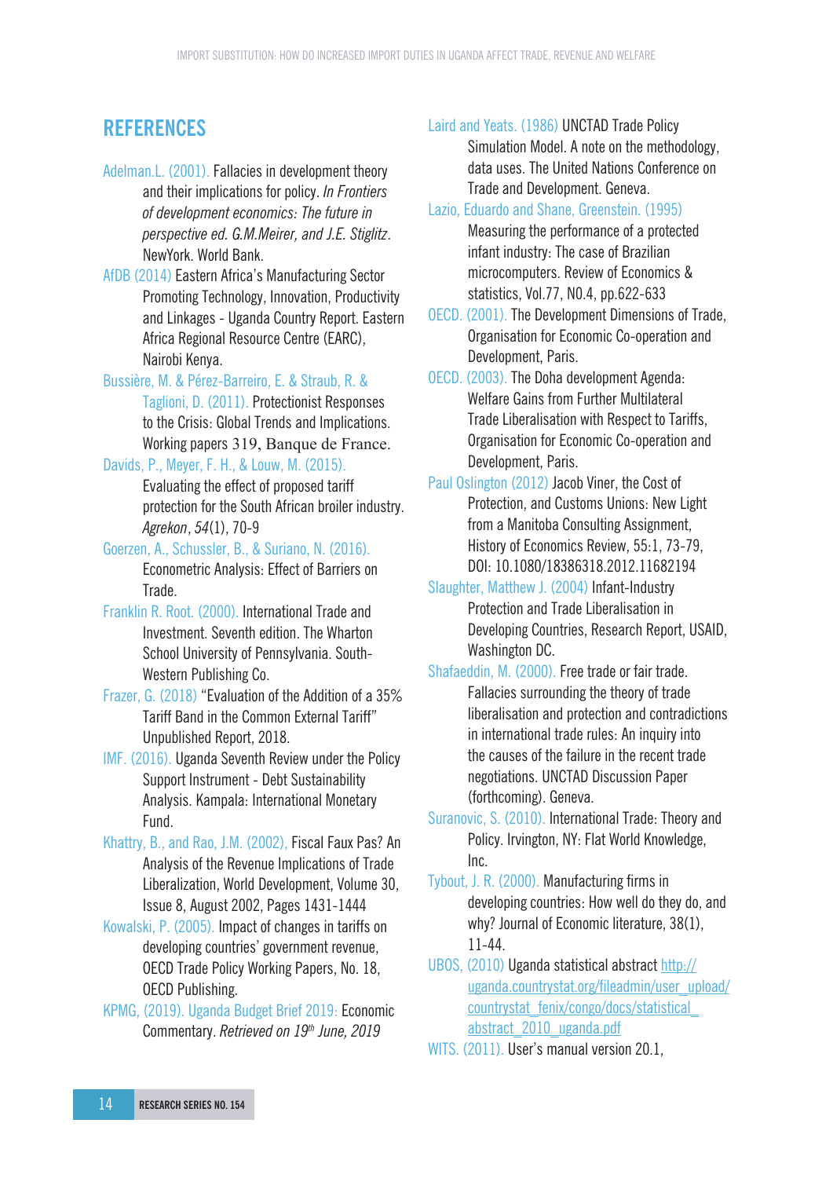## REFERENCES

Adelman.L. (2001). Fallacies in development theory and their implications for policy. *In Frontiers of development economics: The future in perspective ed. G.M.Meirer, and J.E. Stiglitz*. NewYork. World Bank.

AfDB (2014) Eastern Africa's Manufacturing Sector Promoting Technology, Innovation, Productivity and Linkages - Uganda Country Report. Eastern Africa Regional Resource Centre (EARC), Nairobi Kenya.

Bussière, M. & Pérez-Barreiro, E. & Straub, R. & Taglioni, D. (2011). Protectionist Responses to the Crisis: Global Trends and Implications. Working papers 319, Banque de France.

Davids, P., Meyer, F. H., & Louw, M. (2015). Evaluating the effect of proposed tariff protection for the South African broiler industry. *Agrekon*, *54*(1), 70-9

Goerzen, A., Schussler, B., & Suriano, N. (2016). Econometric Analysis: Effect of Barriers on Trade.

Franklin R. Root. (2000). International Trade and Investment. Seventh edition. The Wharton School University of Pennsylvania. South-Western Publishing Co.

Frazer, G. (2018) "Evaluation of the Addition of a 35% Tariff Band in the Common External Tariff" Unpublished Report, 2018.

IMF. (2016). Uganda Seventh Review under the Policy Support Instrument - Debt Sustainability Analysis. Kampala: International Monetary Fund.

Khattry, B., and Rao, J.M. (2002), Fiscal Faux Pas? An Analysis of the Revenue Implications of Trade Liberalization, World Development, Volume 30, Issue 8, August 2002, Pages 1431-1444

Kowalski, P. (2005). Impact of changes in tariffs on developing countries' government revenue, OECD Trade Policy Working Papers, No. 18, OECD Publishing.

KPMG, (2019). Uganda Budget Brief 2019: Economic Commentary. *Retrieved on 19th June, 2019*

Laird and Yeats. (1986) UNCTAD Trade Policy Simulation Model. A note on the methodology, data uses. The United Nations Conference on Trade and Development. Geneva.

Lazio, Eduardo and Shane, Greenstein. (1995) Measuring the performance of a protected infant industry: The case of Brazilian microcomputers. Review of Economics & statistics, Vol.77, N0.4, pp.622-633

OECD. (2001). The Development Dimensions of Trade, Organisation for Economic Co-operation and Development, Paris.

OECD. (2003). The Doha development Agenda: Welfare Gains from Further Multilateral Trade Liberalisation with Respect to Tariffs, Organisation for Economic Co-operation and Development, Paris.

Paul Oslington (2012) Jacob Viner, the Cost of Protection, and Customs Unions: New Light from a Manitoba Consulting Assignment, History of Economics Review, 55:1, 73-79, DOI: 10.1080/18386318.2012.11682194

Slaughter, Matthew J. (2004) Infant-Industry Protection and Trade Liberalisation in Developing Countries, Research Report, USAID, Washington DC.

Shafaeddin, M. (2000). Free trade or fair trade. Fallacies surrounding the theory of trade liberalisation and protection and contradictions in international trade rules: An inquiry into the causes of the failure in the recent trade negotiations. UNCTAD Discussion Paper (forthcoming). Geneva.

Suranovic, S. (2010). International Trade: Theory and Policy. Irvington, NY: Flat World Knowledge, Inc.

Tybout, J. R. (2000). Manufacturing firms in developing countries: How well do they do, and why? Journal of Economic literature, 38(1), 11-44.

UBOS, (2010) Uganda statistical abstract http://uganda.countrystat.org/fileadmin/user_upload/countrystat_fenix/congo/docs/statistical_abstract_2010_uganda.pdf

WITS. (2011). User's manual version 20.1,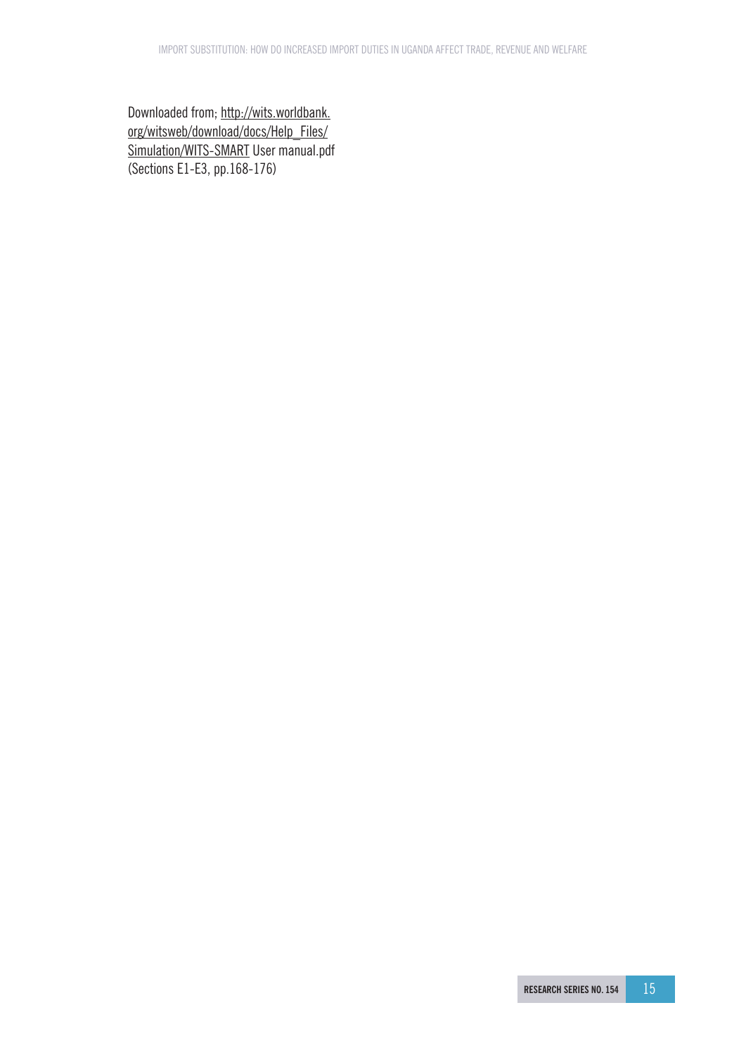Downloaded from; http://wits.worldbank.org/witsweb/download/docs/Help_Files/Simulation/WITS-SMART User manual.pdf (Sections E1-E3, pp.168-176)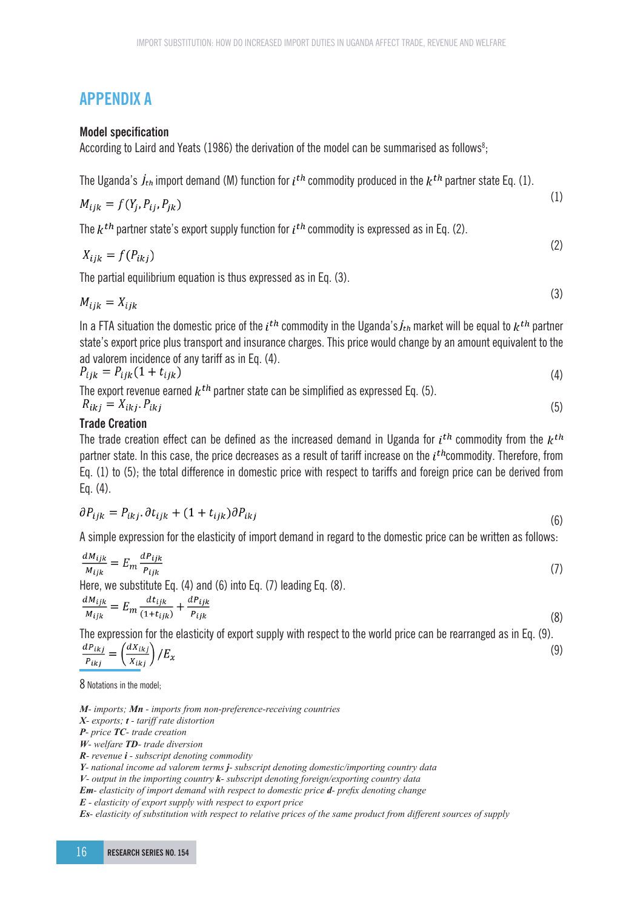# APPENDIX A

**Model specification**

According to Laird and Yeats (1986) the derivation of the model can be summarised as follows[8];

The Uganda's $j_{th}$ import demand (M) function for $i^{th}$ commodity produced in the $k^{th}$ partner state Eq. (1).

$$M_{ijk} = f(Y_j, P_{ij}, P_{jk}) \tag{1}$$

The $k^{th}$ partner state's export supply function for $i^{th}$ commodity is expressed as in Eq. (2).

$$X_{ijk} = f(P_{ikj}) \tag{2}$$

The partial equilibrium equation is thus expressed as in Eq. (3).

$$M_{ijk} = X_{ijk} \tag{3}$$

In a FTA situation the domestic price of the $i^{th}$ commodity in the Uganda's $j_{th}$ market will be equal to $k^{th}$ partner state's export price plus transport and insurance charges. This price would change by an amount equivalent to the ad valorem incidence of any tariff as in Eq. (4).

$$P_{ijk} = P_{ijk}(1 + t_{ijk}) \tag{4}$$

The export revenue earned $k^{th}$ partner state can be simplified as expressed Eq. (5).

$$R_{ikj} = X_{ikj} . P_{ikj} \tag{5}$$

**Trade Creation**

The trade creation effect can be defined as the increased demand in Uganda for $i^{th}$ commodity from the $k^{th}$ partner state. In this case, the price decreases as a result of tariff increase on the $i^{th}$commodity. Therefore, from Eq. (1) to (5); the total difference in domestic price with respect to tariffs and foreign price can be derived from Eq. (4).

$$\partial P_{ijk} = P_{ikj} . \partial t_{ijk} + (1 + t_{ijk}) \partial P_{ikj} \tag{6}$$

A simple expression for the elasticity of import demand in regard to the domestic price can be written as follows:

$$\frac{dM_{ijk}}{M_{ijk}} = E_m \frac{dP_{ijk}}{P_{ijk}} \tag{7}$$

Here, we substitute Eq. (4) and (6) into Eq. (7) leading Eq. (8).

$$\frac{dM_{ijk}}{M_{ijk}} = E_m \frac{dt_{ijk}}{(1+t_{ijk})} + \frac{dP_{ijk}}{P_{ijk}} \tag{8}$$

The expression for the elasticity of export supply with respect to the world price can be rearranged as in Eq. (9).

$$\frac{dP_{ikj}}{P_{ikj}} = \left(\frac{dX_{ikj}}{X_{ikj}}\right) / E_x \tag{9}$$

---

8 Notations in the model;

*M- imports; Mn - imports from non-preference-receiving countries*
*X- exports; t - tariff rate distortion*
*P- price TC- trade creation*
*W- welfare TD- trade diversion*
*R- revenue i - subscript denoting commodity*
*Y- national income ad valorem terms j- subscript denoting domestic/importing country data*
*V- output in the importing country k- subscript denoting foreign/exporting country data*
*Em- elasticity of import demand with respect to domestic price d- prefix denoting change*
*E - elasticity of export supply with respect to export price*
*Es- elasticity of substitution with respect to relative prices of the same product from different sources of supply*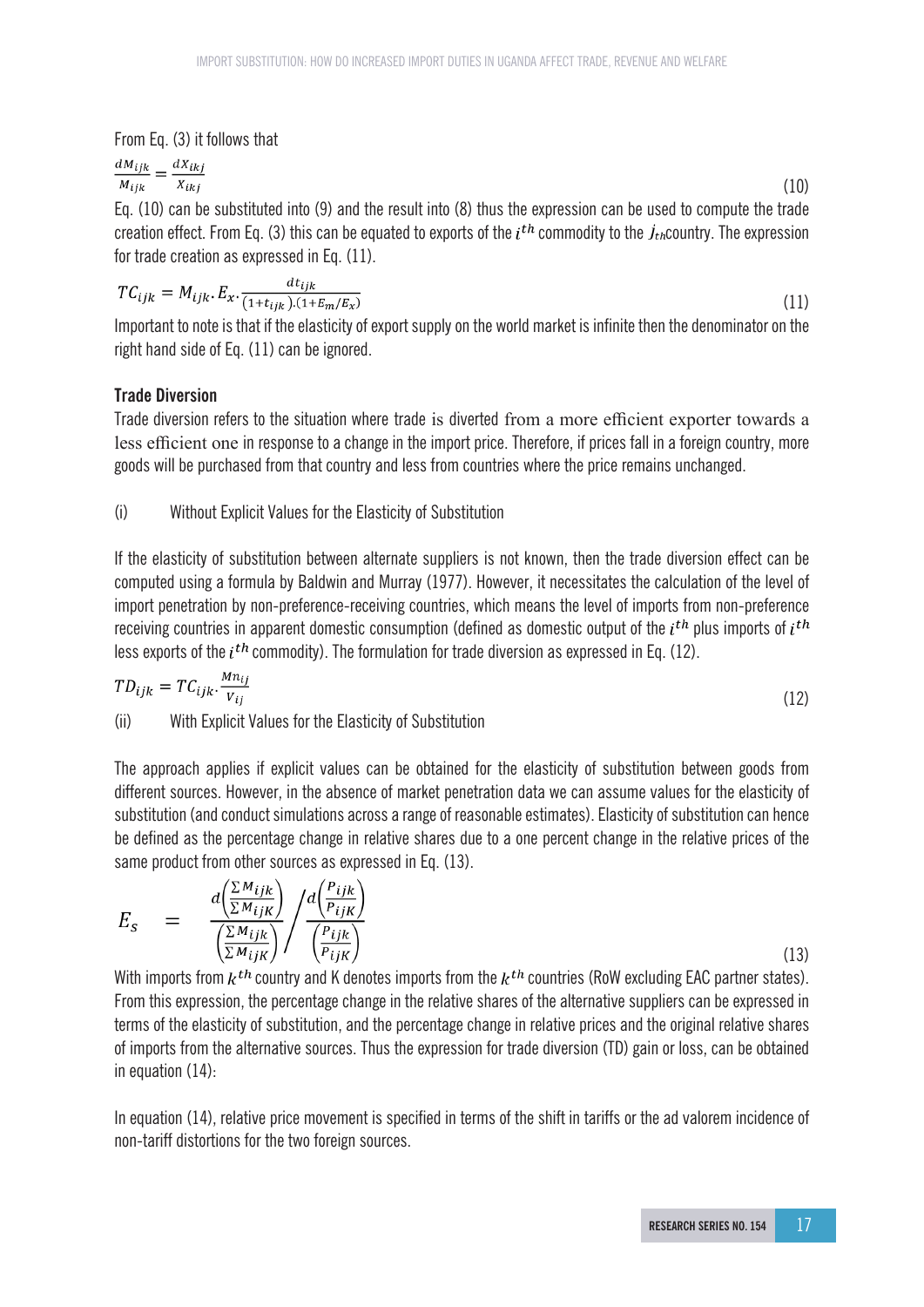From Eq. (3) it follows that

$$\frac{dM_{ijk}}{M_{ijk}} = \frac{dX_{ikj}}{X_{ikj}} \tag{10}$$

Eq. (10) can be substituted into (9) and the result into (8) thus the expression can be used to compute the trade creation effect. From Eq. (3) this can be equated to exports of the $i^{th}$ commodity to the $j_{th}$country. The expression for trade creation as expressed in Eq. (11).

$$TC_{ijk} = M_{ijk}.E_x.\frac{dt_{ijk}}{(1+t_{ijk}).(1+E_m/E_x)} \tag{11}$$

Important to note is that if the elasticity of export supply on the world market is infinite then the denominator on the right hand side of Eq. (11) can be ignored.

### Trade Diversion

Trade diversion refers to the situation where trade is diverted from a more efficient exporter towards a less efficient one in response to a change in the import price. Therefore, if prices fall in a foreign country, more goods will be purchased from that country and less from countries where the price remains unchanged.

(i) Without Explicit Values for the Elasticity of Substitution

If the elasticity of substitution between alternate suppliers is not known, then the trade diversion effect can be computed using a formula by Baldwin and Murray (1977). However, it necessitates the calculation of the level of import penetration by non-preference-receiving countries, which means the level of imports from non-preference receiving countries in apparent domestic consumption (defined as domestic output of the $i^{th}$ plus imports of $i^{th}$ less exports of the $i^{th}$ commodity). The formulation for trade diversion as expressed in Eq. (12).

$$TD_{ijk} = TC_{ijk}.\frac{Mn_{ij}}{V_{ij}} \tag{12}$$

(ii) With Explicit Values for the Elasticity of Substitution

The approach applies if explicit values can be obtained for the elasticity of substitution between goods from different sources. However, in the absence of market penetration data we can assume values for the elasticity of substitution (and conduct simulations across a range of reasonable estimates). Elasticity of substitution can hence be defined as the percentage change in relative shares due to a one percent change in the relative prices of the same product from other sources as expressed in Eq. (13).

$$E_s = \frac{d\left(\frac{\sum M_{ijk}}{\sum M_{ijK}}\right)}{\left(\frac{\sum M_{ijk}}{\sum M_{ijK}}\right)} \Bigg/ \frac{d\left(\frac{P_{ijk}}{P_{ijK}}\right)}{\left(\frac{P_{ijk}}{P_{ijK}}\right)} \tag{13}$$

With imports from $k^{th}$ country and K denotes imports from the $k^{th}$ countries (RoW excluding EAC partner states). From this expression, the percentage change in the relative shares of the alternative suppliers can be expressed in terms of the elasticity of substitution, and the percentage change in relative prices and the original relative shares of imports from the alternative sources. Thus the expression for trade diversion (TD) gain or loss, can be obtained in equation (14):

In equation (14), relative price movement is specified in terms of the shift in tariffs or the ad valorem incidence of non-tariff distortions for the two foreign sources.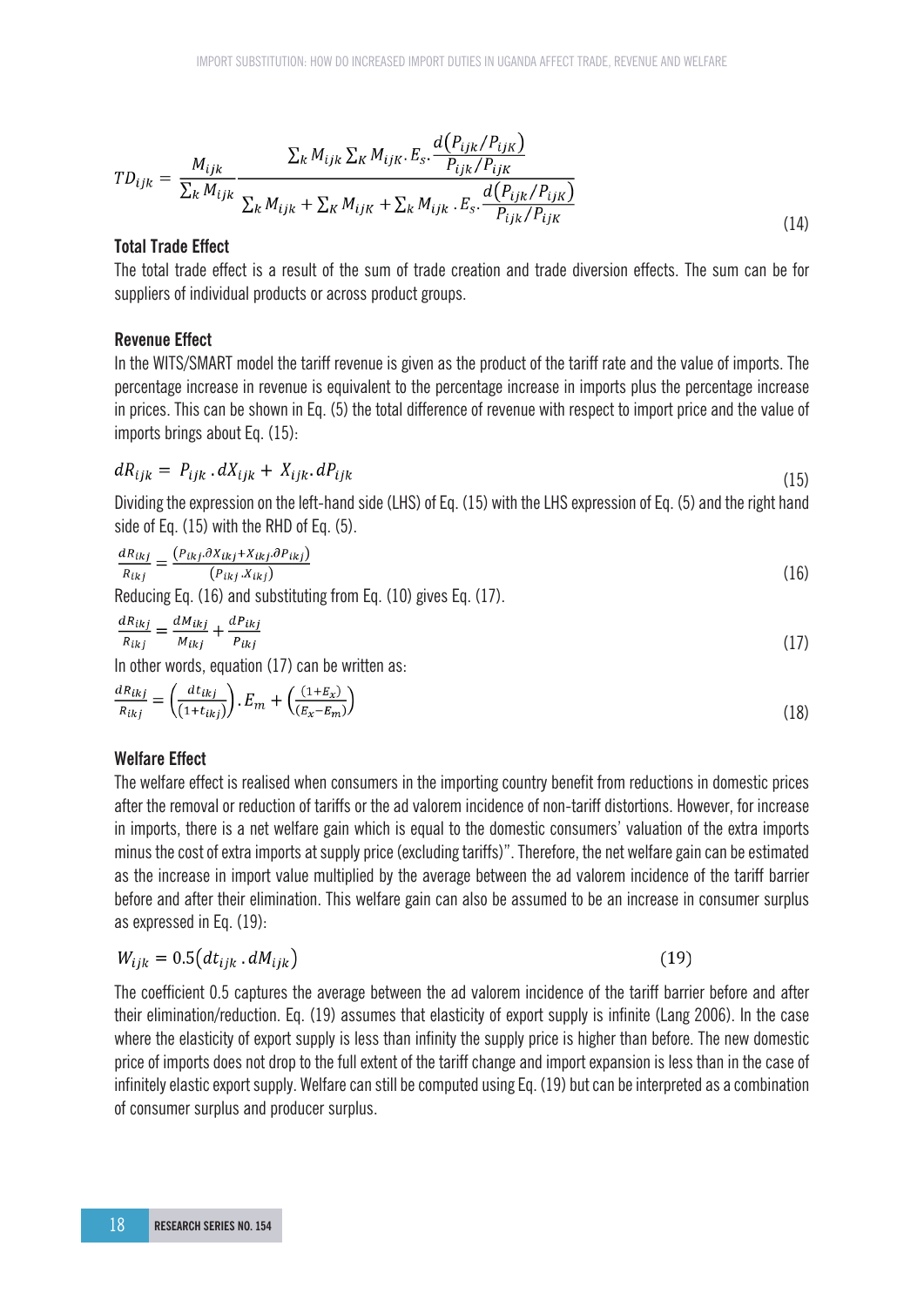$$TD_{ijk} = \frac{M_{ijk}}{\sum_k M_{ijk}} \frac{\sum_k M_{ijk} \sum_K M_{ijK} . E_s . \frac{d(P_{ijk}/P_{ijK})}{P_{ijk}/P_{ijK}}}{\sum_k M_{ijk} + \sum_K M_{ijK} + \sum_k M_{ijk} . E_s . \frac{d(P_{ijk}/P_{ijK})}{P_{ijk}/P_{ijK}}} \tag{14}$$

### Total Trade Effect

The total trade effect is a result of the sum of trade creation and trade diversion effects. The sum can be for suppliers of individual products or across product groups.

### Revenue Effect

In the WITS/SMART model the tariff revenue is given as the product of the tariff rate and the value of imports. The percentage increase in revenue is equivalent to the percentage increase in imports plus the percentage increase in prices. This can be shown in Eq. (5) the total difference of revenue with respect to import price and the value of imports brings about Eq. (15):

$$dR_{ijk} = P_{ijk} . dX_{ijk} + X_{ijk} . dP_{ijk} \tag{15}$$

Dividing the expression on the left-hand side (LHS) of Eq. (15) with the LHS expression of Eq. (5) and the right hand side of Eq. (15) with the RHD of Eq. (5).

$$\frac{dR_{ikj}}{R_{ikj}} = \frac{(P_{ikj} . \partial X_{ikj} + X_{ikj} . \partial P_{ikj})}{(P_{ikj} . X_{ikj})} \tag{16}$$

Reducing Eq. (16) and substituting from Eq. (10) gives Eq. (17).

$$\frac{dR_{ikj}}{R_{ikj}} = \frac{dM_{ikj}}{M_{ikj}} + \frac{dP_{ikj}}{P_{ikj}} \tag{17}$$

In other words, equation (17) can be written as:

$$\frac{dR_{ikj}}{R_{ikj}} = \left(\frac{dt_{ikj}}{(1+t_{ikj})}\right) . E_m + \left(\frac{(1+E_x)}{(E_x - E_m)}\right) \tag{18}$$

### Welfare Effect

The welfare effect is realised when consumers in the importing country benefit from reductions in domestic prices after the removal or reduction of tariffs or the ad valorem incidence of non-tariff distortions. However, for increase in imports, there is a net welfare gain which is equal to the domestic consumers' valuation of the extra imports minus the cost of extra imports at supply price (excluding tariffs)". Therefore, the net welfare gain can be estimated as the increase in import value multiplied by the average between the ad valorem incidence of the tariff barrier before and after their elimination. This welfare gain can also be assumed to be an increase in consumer surplus as expressed in Eq. (19):

$$W_{ijk} = 0.5(dt_{ijk} . dM_{ijk}) \tag{19}$$

The coefficient 0.5 captures the average between the ad valorem incidence of the tariff barrier before and after their elimination/reduction. Eq. (19) assumes that elasticity of export supply is infinite (Lang 2006). In the case where the elasticity of export supply is less than infinity the supply price is higher than before. The new domestic price of imports does not drop to the full extent of the tariff change and import expansion is less than in the case of infinitely elastic export supply. Welfare can still be computed using Eq. (19) but can be interpreted as a combination of consumer surplus and producer surplus.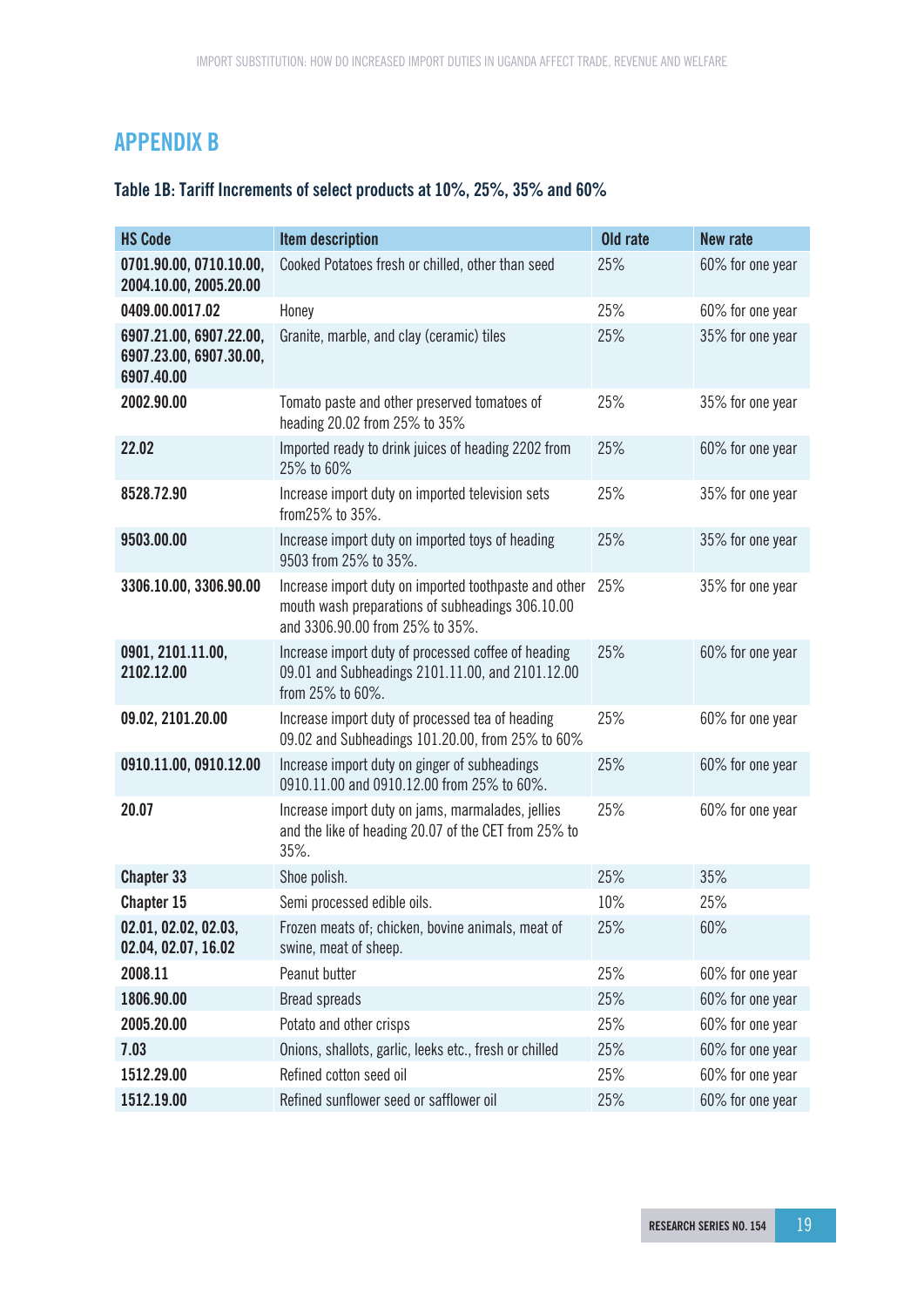# APPENDIX B

### Table 1B: Tariff Increments of select products at 10%, 25%, 35% and 60%

| HS Code | Item description | Old rate | New rate |
|---|---|---|---|
| 0701.90.00, 0710.10.00, 2004.10.00, 2005.20.00 | Cooked Potatoes fresh or chilled, other than seed | 25% | 60% for one year |
| 0409.00.0017.02 | Honey | 25% | 60% for one year |
| 6907.21.00, 6907.22.00, 6907.23.00, 6907.30.00, 6907.40.00 | Granite, marble, and clay (ceramic) tiles | 25% | 35% for one year |
| 2002.90.00 | Tomato paste and other preserved tomatoes of heading 20.02 from 25% to 35% | 25% | 35% for one year |
| 22.02 | Imported ready to drink juices of heading 2202 from 25% to 60% | 25% | 60% for one year |
| 8528.72.90 | Increase import duty on imported television sets from25% to 35%. | 25% | 35% for one year |
| 9503.00.00 | Increase import duty on imported toys of heading 9503 from 25% to 35%. | 25% | 35% for one year |
| 3306.10.00, 3306.90.00 | Increase import duty on imported toothpaste and other mouth wash preparations of subheadings 306.10.00 and 3306.90.00 from 25% to 35%. | 25% | 35% for one year |
| 0901, 2101.11.00, 2102.12.00 | Increase import duty of processed coffee of heading 09.01 and Subheadings 2101.11.00, and 2101.12.00 from 25% to 60%. | 25% | 60% for one year |
| 09.02, 2101.20.00 | Increase import duty of processed tea of heading 09.02 and Subheadings 101.20.00, from 25% to 60% | 25% | 60% for one year |
| 0910.11.00, 0910.12.00 | Increase import duty on ginger of subheadings 0910.11.00 and 0910.12.00 from 25% to 60%. | 25% | 60% for one year |
| 20.07 | Increase import duty on jams, marmalades, jellies and the like of heading 20.07 of the CET from 25% to 35%. | 25% | 60% for one year |
| Chapter 33 | Shoe polish. | 25% | 35% |
| Chapter 15 | Semi processed edible oils. | 10% | 25% |
| 02.01, 02.02, 02.03, 02.04, 02.07, 16.02 | Frozen meats of; chicken, bovine animals, meat of swine, meat of sheep. | 25% | 60% |
| 2008.11 | Peanut butter | 25% | 60% for one year |
| 1806.90.00 | Bread spreads | 25% | 60% for one year |
| 2005.20.00 | Potato and other crisps | 25% | 60% for one year |
| 7.03 | Onions, shallots, garlic, leeks etc., fresh or chilled | 25% | 60% for one year |
| 1512.29.00 | Refined cotton seed oil | 25% | 60% for one year |
| 1512.19.00 | Refined sunflower seed or safflower oil | 25% | 60% for one year |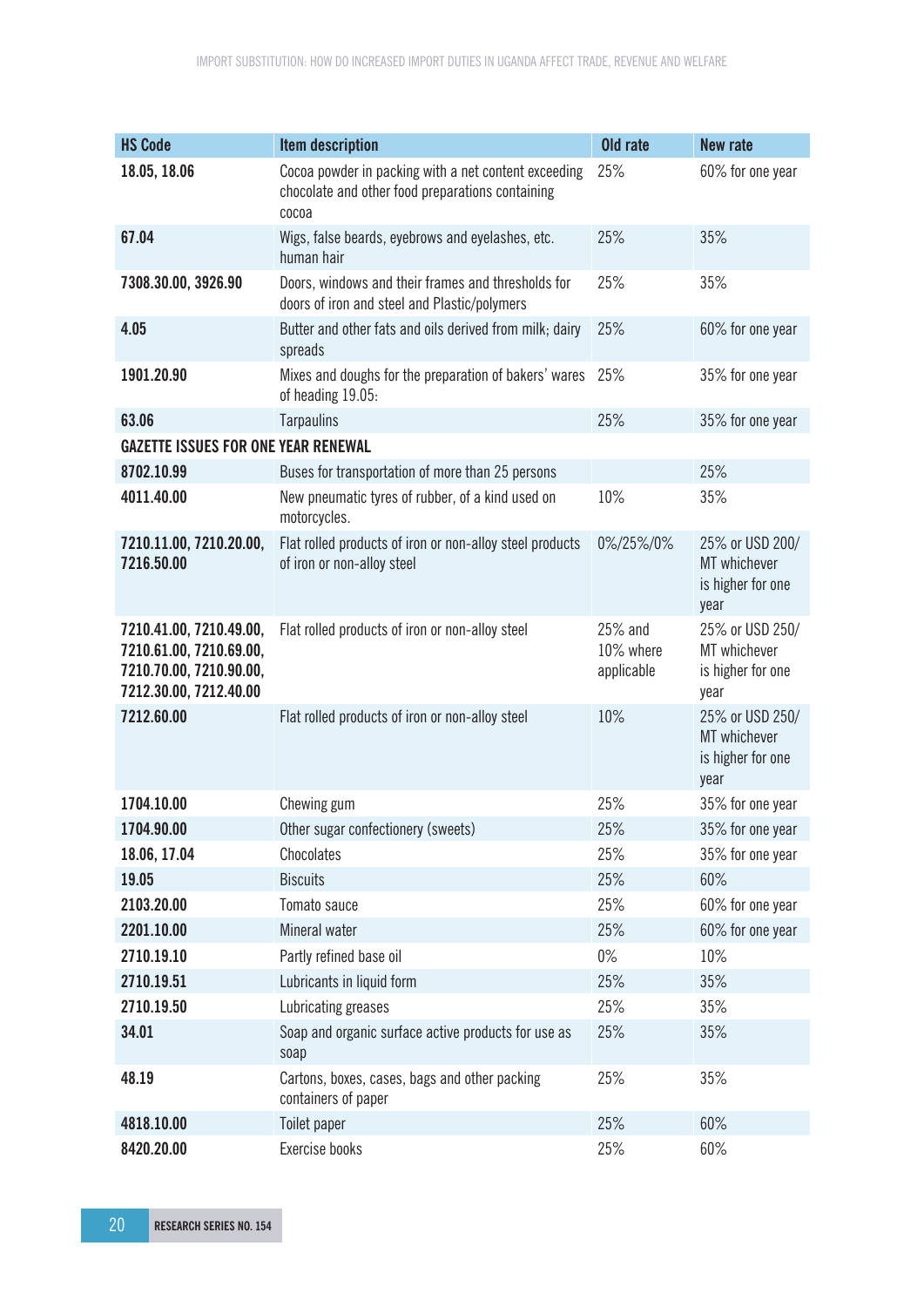| HS Code | Item description | Old rate | New rate |
|---|---|---|---|
| **18.05, 18.06** | Cocoa powder in packing with a net content exceeding chocolate and other food preparations containing cocoa | 25% | 60% for one year |
| **67.04** | Wigs, false beards, eyebrows and eyelashes, etc. human hair | 25% | 35% |
| **7308.30.00, 3926.90** | Doors, windows and their frames and thresholds for doors of iron and steel and Plastic/polymers | 25% | 35% |
| **4.05** | Butter and other fats and oils derived from milk; dairy spreads | 25% | 60% for one year |
| **1901.20.90** | Mixes and doughs for the preparation of bakers' wares of heading 19.05: | 25% | 35% for one year |
| **63.06** | Tarpaulins | 25% | 35% for one year |
| **GAZETTE ISSUES FOR ONE YEAR RENEWAL** | | | |
| **8702.10.99** | Buses for transportation of more than 25 persons | | 25% |
| **4011.40.00** | New pneumatic tyres of rubber, of a kind used on motorcycles. | 10% | 35% |
| **7210.11.00, 7210.20.00, 7216.50.00** | Flat rolled products of iron or non-alloy steel products of iron or non-alloy steel | 0%/25%/0% | 25% or USD 200/ MT whichever is higher for one year |
| **7210.41.00, 7210.49.00, 7210.61.00, 7210.69.00, 7210.70.00, 7210.90.00, 7212.30.00, 7212.40.00** | Flat rolled products of iron or non-alloy steel | 25% and 10% where applicable | 25% or USD 250/ MT whichever is higher for one year |
| **7212.60.00** | Flat rolled products of iron or non-alloy steel | 10% | 25% or USD 250/ MT whichever is higher for one year |
| **1704.10.00** | Chewing gum | 25% | 35% for one year |
| **1704.90.00** | Other sugar confectionery (sweets) | 25% | 35% for one year |
| **18.06, 17.04** | Chocolates | 25% | 35% for one year |
| **19.05** | Biscuits | 25% | 60% |
| **2103.20.00** | Tomato sauce | 25% | 60% for one year |
| **2201.10.00** | Mineral water | 25% | 60% for one year |
| **2710.19.10** | Partly refined base oil | 0% | 10% |
| **2710.19.51** | Lubricants in liquid form | 25% | 35% |
| **2710.19.50** | Lubricating greases | 25% | 35% |
| **34.01** | Soap and organic surface active products for use as soap | 25% | 35% |
| **48.19** | Cartons, boxes, cases, bags and other packing containers of paper | 25% | 35% |
| **4818.10.00** | Toilet paper | 25% | 60% |
| **8420.20.00** | Exercise books | 25% | 60% |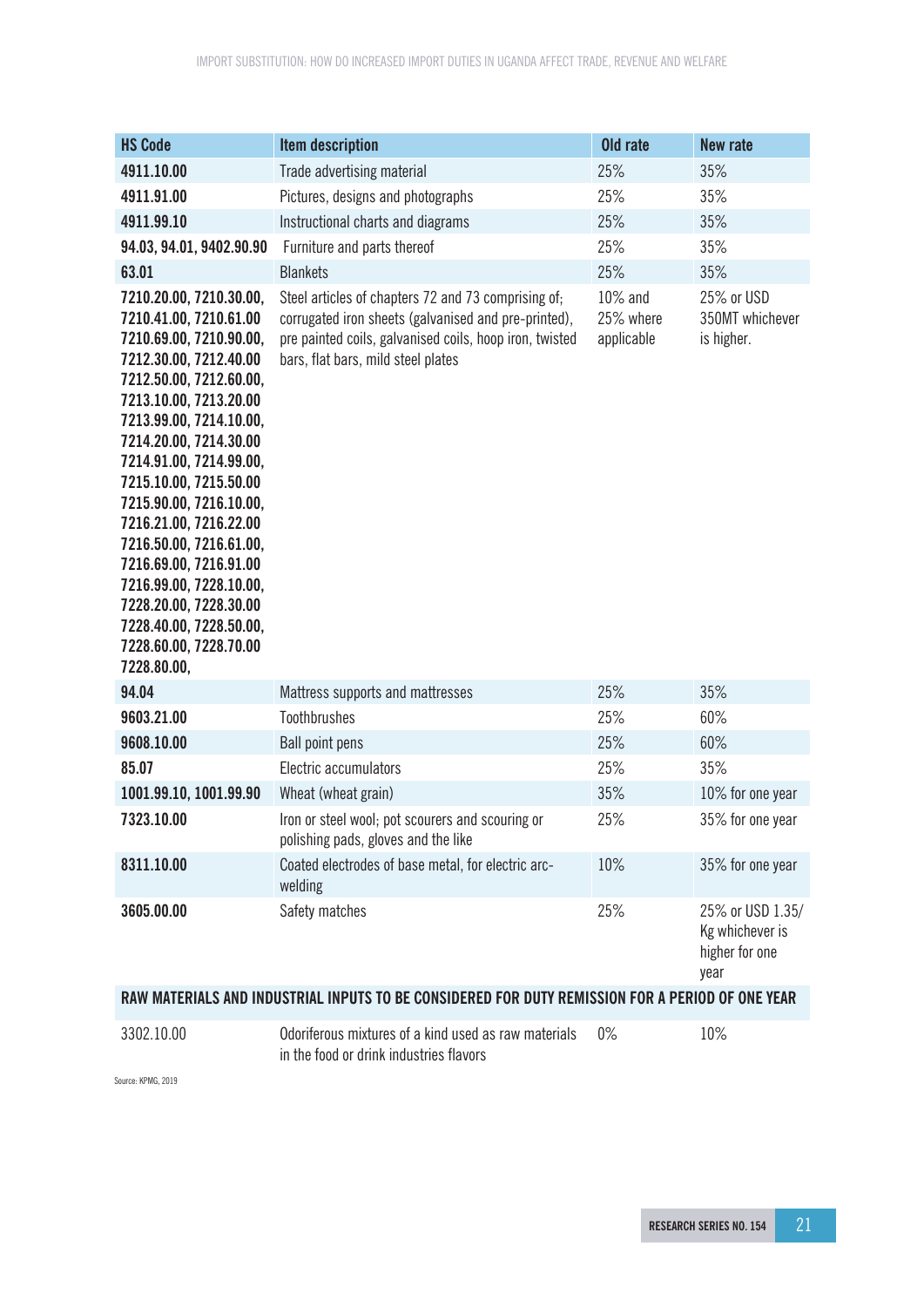| HS Code | Item description | Old rate | New rate |
|---|---|---|---|
| **4911.10.00** | Trade advertising material | 25% | 35% |
| **4911.91.00** | Pictures, designs and photographs | 25% | 35% |
| **4911.99.10** | Instructional charts and diagrams | 25% | 35% |
| **94.03, 94.01, 9402.90.90** | Furniture and parts thereof | 25% | 35% |
| **63.01** | Blankets | 25% | 35% |
| **7210.20.00, 7210.30.00, 7210.41.00, 7210.61.00 7210.69.00, 7210.90.00, 7212.30.00, 7212.40.00 7212.50.00, 7212.60.00, 7213.10.00, 7213.20.00 7213.99.00, 7214.10.00, 7214.20.00, 7214.30.00 7214.91.00, 7214.99.00, 7215.10.00, 7215.50.00 7215.90.00, 7216.10.00, 7216.21.00, 7216.22.00 7216.50.00, 7216.61.00, 7216.69.00, 7216.91.00 7216.99.00, 7228.10.00, 7228.20.00, 7228.30.00 7228.40.00, 7228.50.00, 7228.60.00, 7228.70.00 7228.80.00,** | Steel articles of chapters 72 and 73 comprising of; corrugated iron sheets (galvanised and pre-printed), pre painted coils, galvanised coils, hoop iron, twisted bars, flat bars, mild steel plates | 10% and 25% where applicable | 25% or USD 350MT whichever is higher. |
| **94.04** | Mattress supports and mattresses | 25% | 35% |
| **9603.21.00** | Toothbrushes | 25% | 60% |
| **9608.10.00** | Ball point pens | 25% | 60% |
| **85.07** | Electric accumulators | 25% | 35% |
| **1001.99.10, 1001.99.90** | Wheat (wheat grain) | 35% | 10% for one year |
| **7323.10.00** | Iron or steel wool; pot scourers and scouring or polishing pads, gloves and the like | 25% | 35% for one year |
| **8311.10.00** | Coated electrodes of base metal, for electric arc-welding | 10% | 35% for one year |
| **3605.00.00** | Safety matches | 25% | 25% or USD 1.35/ Kg whichever is higher for one year |
| **RAW MATERIALS AND INDUSTRIAL INPUTS TO BE CONSIDERED FOR DUTY REMISSION FOR A PERIOD OF ONE YEAR** | | | |
| 3302.10.00 | Odoriferous mixtures of a kind used as raw materials in the food or drink industries flavors | 0% | 10% |

Source: KPMG, 2019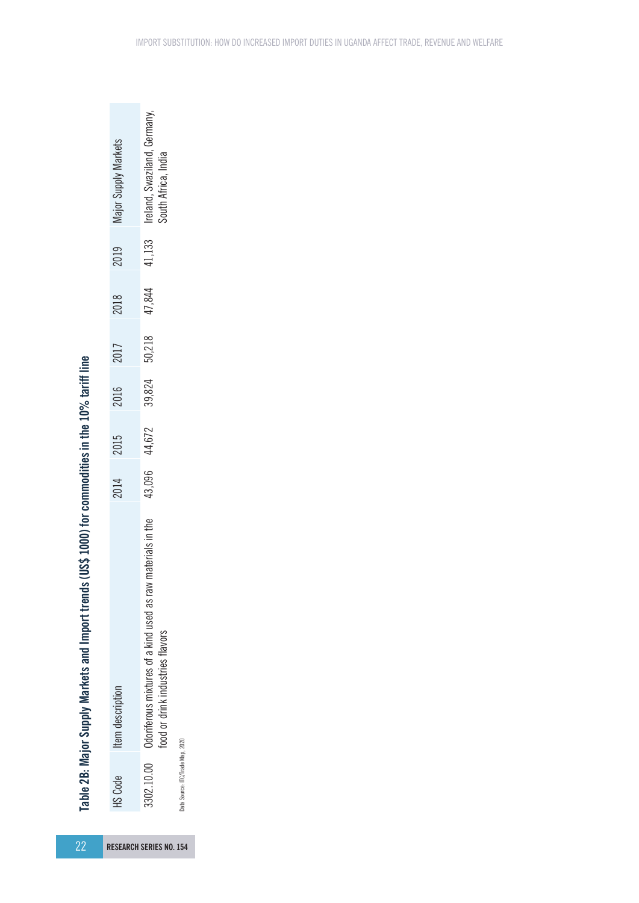**Table 2B: Major Supply Markets and Import trends (US$ 1000) for commodities in the 10% tariff line**

| HS Code | Item description | 2014 | 2015 | 2016 | 2017 | 2018 | 2019 | Major Supply Markets |
|---|---|---|---|---|---|---|---|---|
| 3302.10.00 | Odoriferous mixtures of a kind used as raw materials in the food or drink industries flavors | 43,096 | 44,672 | 39,824 | 50,218 | 47,844 | 41,133 | Ireland, Swaziland, Germany, South Africa, India |

Data Source: ITC/Trade Map, 2020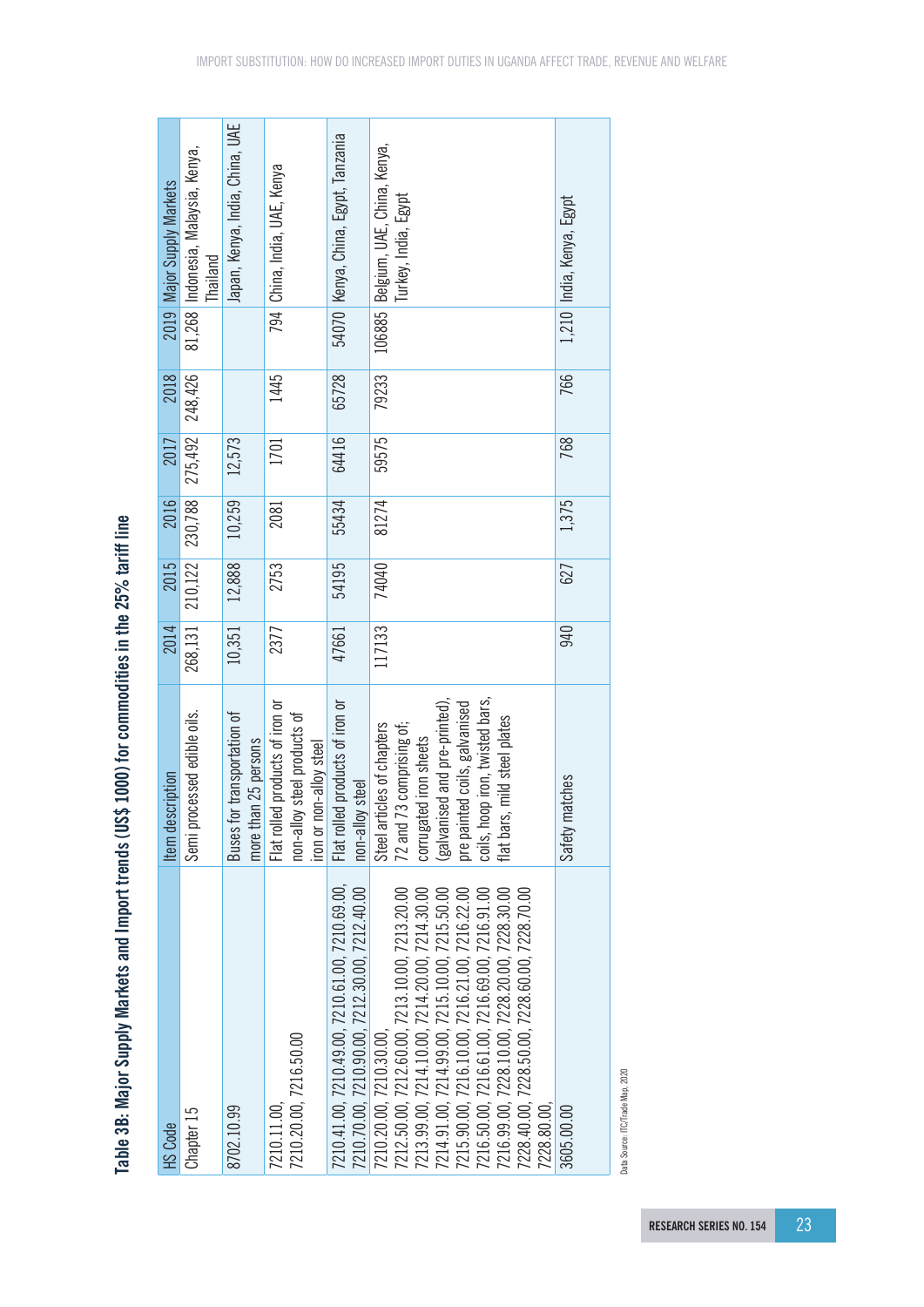## Table 3B: Major Supply Markets and Import trends (US$ 1000) for commodities in the 25% tariff line

| HS Code | Item description | 2014 | 2015 | 2016 | 2017 | 2018 | 2019 | Major Supply Markets |
|---|---|---|---|---|---|---|---|---|
| Chapter 15 | Semi processed edible oils. | 268,131 | 210,122 | 230,788 | 275,492 | 248,426 | 81,268 | Indonesia, Malaysia, Kenya, Thailand |
| 8702.10.99 | Buses for transportation of more than 25 persons | 10,351 | 12,888 | 10,259 | 12,573 | | | Japan, Kenya, India, China, UAE |
| 7210.11.00, 7210.20.00, 7216.50.00 | Flat rolled products of iron or non-alloy steel products of iron or non-alloy steel | 2377 | 2753 | 2081 | 1701 | 1445 | 794 | China, India, UAE, Kenya |
| 7210.41.00, 7210.49.00, 7210.61.00, 7210.69.00, 7210.70.00, 7210.90.00, 7212.30.00, 7212.40.00 | Flat rolled products of iron or non-alloy steel | 47661 | 54195 | 55434 | 64416 | 65728 | 54070 | Kenya, China, Egypt, Tanzania |
| 7210.20.00, 7210.30.00, 7212.50.00, 7212.60.00, 7213.10.00, 7213.20.00 7213.99.00, 7214.10.00, 7214.20.00, 7214.30.00 7214.91.00, 7214.99.00, 7215.10.00, 7215.50.00 7215.90.00, 7216.10.00, 7216.21.00, 7216.22.00 7216.50.00, 7216.61.00, 7216.69.00, 7216.91.00 7216.99.00, 7228.10.00, 7228.20.00, 7228.30.00 7228.40.00, 7228.50.00, 7228.60.00, 7228.70.00 7228.80.00, | Steel articles of chapters 72 and 73 comprising of; corrugated iron sheets (galvanised and pre-printed), pre painted coils, galvanised coils, hoop iron, twisted bars, flat bars, mild steel plates | 117133 | 74040 | 81274 | 59575 | 79233 | 106885 | Belgium, UAE, China, Kenya, Turkey, India, Egypt |
| 3605.00.00 | Safety matches | 940 | 627 | 1,375 | 768 | 766 | 1,210 | India, Kenya, Egypt |

Data Source: ITC/Trade Map, 2020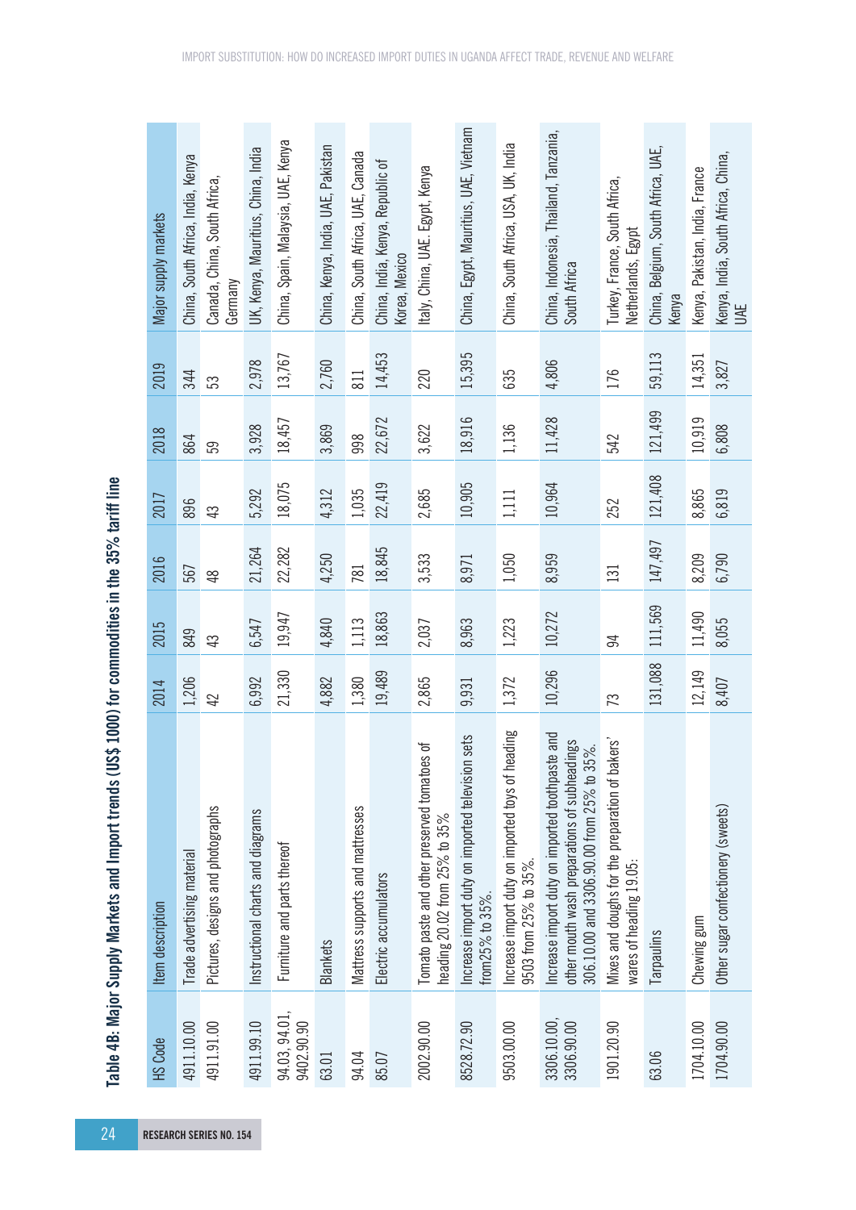**Table 4B: Major Supply Markets and Import trends (US$ 1000) for commodities in the 35% tariff line**

| HS Code | Item description | 2014 | 2015 | 2016 | 2017 | 2018 | 2019 | Major supply markets |
|---|---|---|---|---|---|---|---|---|
| 4911.10.00 | Trade advertising material | 1,206 | 849 | 567 | 896 | 864 | 344 | China, South Africa, India, Kenya |
| 4911.91.00 | Pictures, designs and photographs | 42 | 43 | 48 | 43 | 59 | 53 | Canada, China, South Africa, Germany |
| 4911.99.10 | Instructional charts and diagrams | 6,992 | 6,547 | 21,264 | 5,292 | 3,928 | 2,978 | UK, Kenya, Mauritius, China, India |
| 94.03, 94.01, 9402.90.90 | Furniture and parts thereof | 21,330 | 19,947 | 22,282 | 18,075 | 18,457 | 13,767 | China, Spain, Malaysia, UAE, Kenya |
| 63.01 | Blankets | 4,882 | 4,840 | 4,250 | 4,312 | 3,869 | 2,760 | China, Kenya, India, UAE, Pakistan |
| 94.04 | Mattress supports and mattresses | 1,380 | 1,113 | 781 | 1,035 | 998 | 811 | China, South Africa, UAE, Canada |
| 85.07 | Electric accumulators | 19,489 | 18,863 | 18,845 | 22,419 | 22,672 | 14,453 | China, India, Kenya, Republic of Korea, Mexico |
| 2002.90.00 | Tomato paste and other preserved tomatoes of heading 20.02 from 25% to 35% | 2,865 | 2,037 | 3,533 | 2,685 | 3,622 | 220 | Italy, China, UAE, Egypt, Kenya |
| 8528.72.90 | Increase import duty on imported television sets from25% to 35%. | 9,931 | 8,963 | 8,971 | 10,905 | 18,916 | 15,395 | China, Egypt, Mauritius, UAE, Vietnam |
| 9503.00.00 | Increase import duty on imported toys of heading 9503 from 25% to 35%. | 1,372 | 1,223 | 1,050 | 1,111 | 1,136 | 635 | China, South Africa, USA, UK, India |
| 3306.10.00, 3306.90.00 | Increase import duty on imported toothpaste and other mouth wash preparations of subheadings 306.10.00 and 3306.90.00 from 25% to 35%. | 10,296 | 10,272 | 8,959 | 10,964 | 11,428 | 4,806 | China, Indonesia, Thailand, Tanzania, South Africa |
| 1901.20.90 | Mixes and doughs for the preparation of bakers' wares of heading 19.05: | 73 | 94 | 131 | 252 | 542 | 176 | Turkey, France, South Africa, Netherlands, Egypt |
| 63.06 | Tarpaulins | 131,088 | 111,569 | 147,497 | 121,408 | 121,499 | 59,113 | China, Belgium, South Africa, UAE, Kenya |
| 1704.10.00 | Chewing gum | 12,149 | 11,490 | 8,209 | 8,865 | 10,919 | 14,351 | Kenya, Pakistan, India, France |
| 1704.90.00 | Other sugar confectionery (sweets) | 8,407 | 8,055 | 6,790 | 6,819 | 6,808 | 3,827 | Kenya, India, South Africa, China, UAE |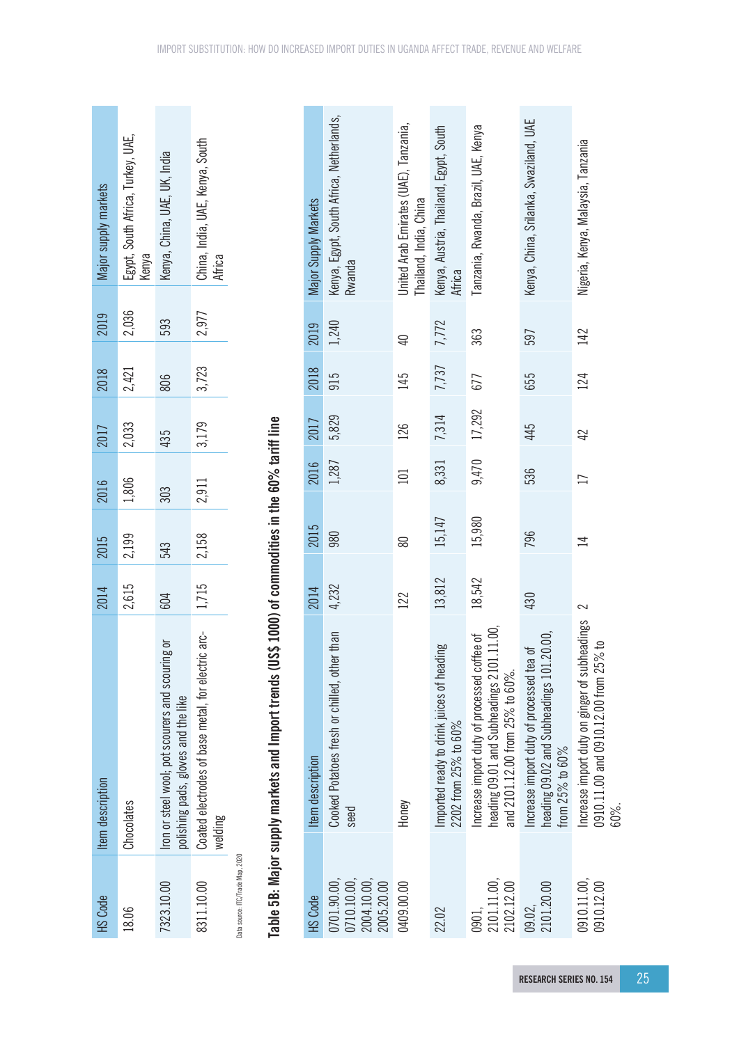| HS Code | Item description | 2014 | 2015 | 2016 | 2017 | 2018 | 2019 | Major supply markets |
|---|---|---|---|---|---|---|---|---|
| 18.06 | Chocolates | 2,615 | 2,199 | 1,806 | 2,033 | 2,421 | 2,036 | Egypt, South Africa, Turkey, UAE, Kenya |
| 7323.10.00 | Iron or steel wool; pot scourers and scouring or polishing pads, gloves and the like | 604 | 543 | 303 | 435 | 806 | 593 | Kenya, China, UAE, UK, India |
| 8311.10.00 | Coated electrodes of base metal, for electric arc-welding | 1,715 | 2,158 | 2,911 | 3,179 | 3,723 | 2,977 | China, India, UAE, Kenya, South Africa |

Data source: ITC/Trade Map, 2020

## Table 5B: Major supply markets and Import trends (US$ 1000) of commodities in the 60% tariff line

| HS Code | Item description | 2014 | 2015 | 2016 | 2017 | 2018 | 2019 | Major Supply Markets |
|---|---|---|---|---|---|---|---|---|
| 0701.90.00, 0710.10.00, 2004.10.00, 2005.20.00 | Cooked Potatoes fresh or chilled, other than seed | 4,232 | 980 | 1,287 | 5,829 | 915 | 1,240 | Kenya, Egypt, South Africa, Netherlands, Rwanda |
| 0409.00.00 | Honey | 122 | 80 | 101 | 126 | 145 | 40 | United Arab Emirates (UAE), Tanzania, Thailand, India, China |
| 22.02 | Imported ready to drink juices of heading 2202 from 25% to 60% | 13,812 | 15,147 | 8,331 | 7,314 | 7,737 | 7,772 | Kenya, Austria, Thailand, Egypt, South Africa |
| 0901, 2101.11.00, 2102.12.00 | Increase import duty of processed coffee of heading 09.01 and Subheadings 2101.11.00, and 2101.12.00 from 25% to 60%. | 18,542 | 15,980 | 9,470 | 17,292 | 677 | 363 | Tanzania, Rwanda, Brazil, UAE, Kenya |
| 09.02, 2101.20.00 | Increase import duty of processed tea of heading 09.02 and Subheadings 101.20.00, from 25% to 60% | 430 | 796 | 536 | 445 | 655 | 597 | Kenya, China, Srilanka, Swaziland, UAE |
| 0910.11.00, 0910.12.00 | Increase import duty on ginger of subheadings 0910.11.00 and 0910.12.00 from 25% to 60%. | 2 | 14 | 17 | 42 | 124 | 142 | Nigeria, Kenya, Malaysia, Tanzania |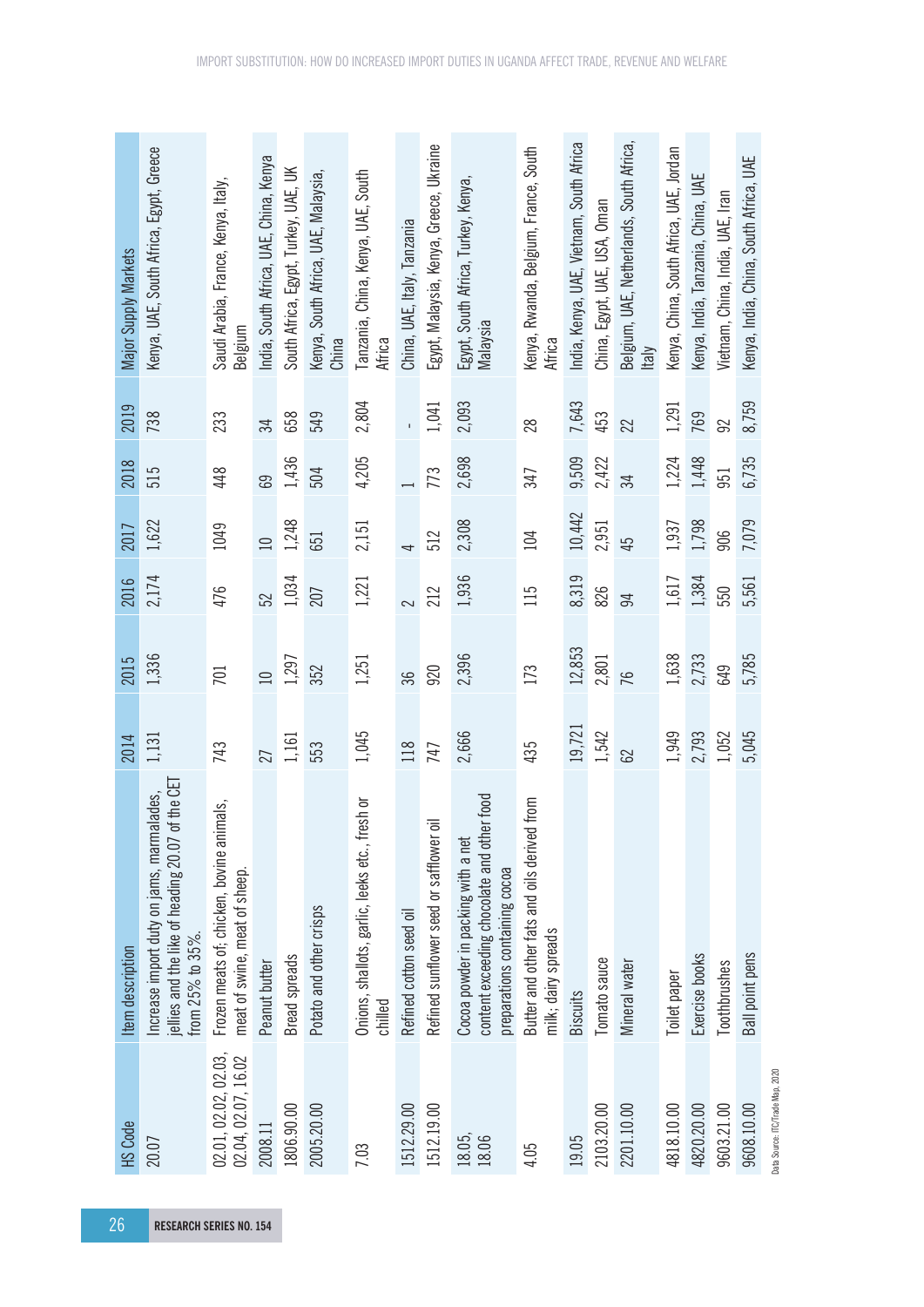| HS Code | Item description | 2014 | 2015 | 2016 | 2017 | 2018 | 2019 | Major Supply Markets |
|---|---|---|---|---|---|---|---|---|
| 20.07 | Increase import duty on jams, marmalades, jellies and the like of heading 20.07 of the CET from 25% to 35%. | 1,131 | 1,336 | 2,174 | 1,622 | 515 | 738 | Kenya, UAE, South Africa, Egypt, Greece |
| 02.01, 02.02, 02.03, 02.04, 02.07, 16.02 | Frozen meats of; chicken, bovine animals, meat of swine, meat of sheep. | 743 | 701 | 476 | 1049 | 448 | 233 | Saudi Arabia, France, Kenya, Italy, Belgium |
| 2008.11 | Peanut butter | 27 | 10 | 52 | 10 | 69 | 34 | India, South Africa, UAE, China, Kenya |
| 1806.90.00 | Bread spreads | 1,161 | 1,297 | 1,034 | 1,248 | 1,436 | 658 | South Africa, Egypt, Turkey, UAE, UK |
| 2005.20.00 | Potato and other crisps | 553 | 352 | 207 | 651 | 504 | 549 | Kenya, South Africa, UAE, Malaysia, China |
| 7.03 | Onions, shallots, garlic, leeks etc., fresh or chilled | 1,045 | 1,251 | 1,221 | 2,151 | 4,205 | 2,804 | Tanzania, China, Kenya, UAE, South Africa |
| 1512.29.00 | Refined cotton seed oil | 118 | 36 | 2 | 4 | 1 | - | China, UAE, Italy, Tanzania |
| 1512.19.00 | Refined sunflower seed or safflower oil | 747 | 920 | 212 | 512 | 773 | 1,041 | Egypt, Malaysia, Kenya, Greece, Ukraine |
| 18.05, 18.06 | Cocoa powder in packing with a net content exceeding chocolate and other food preparations containing cocoa | 2,666 | 2,396 | 1,936 | 2,308 | 2,698 | 2,093 | Egypt, South Africa, Turkey, Kenya, Malaysia |
| 4.05 | Butter and other fats and oils derived from milk; dairy spreads | 435 | 173 | 115 | 104 | 347 | 28 | Kenya, Rwanda, Belgium, France, South Africa |
| 19.05 | Biscuits | 19,721 | 12,853 | 8,319 | 10,442 | 9,509 | 7,643 | India, Kenya, UAE, Vietnam, South Africa |
| 2103.20.00 | Tomato sauce | 1,542 | 2,801 | 826 | 2,951 | 2,422 | 453 | China, Egypt, UAE, USA, Oman |
| 2201.10.00 | Mineral water | 62 | 76 | 94 | 45 | 34 | 22 | Belgium, UAE, Netherlands, South Africa, Italy |
| 4818.10.00 | Toilet paper | 1,949 | 1,638 | 1,617 | 1,937 | 1,224 | 1,291 | Kenya, China, South Africa, UAE, Jordan |
| 4820.20.00 | Exercise books | 2,793 | 2,733 | 1,384 | 1,798 | 1,448 | 769 | Kenya, India, Tanzania, China, UAE |
| 9603.21.00 | Toothbrushes | 1,052 | 649 | 550 | 906 | 951 | 92 | Vietnam, China, India, UAE, Iran |
| 9608.10.00 | Ball point pens | 5,045 | 5,785 | 5,561 | 7,079 | 6,735 | 8,759 | Kenya, India, China, South Africa, UAE |

Data Source: ITC/Trade Map, 2020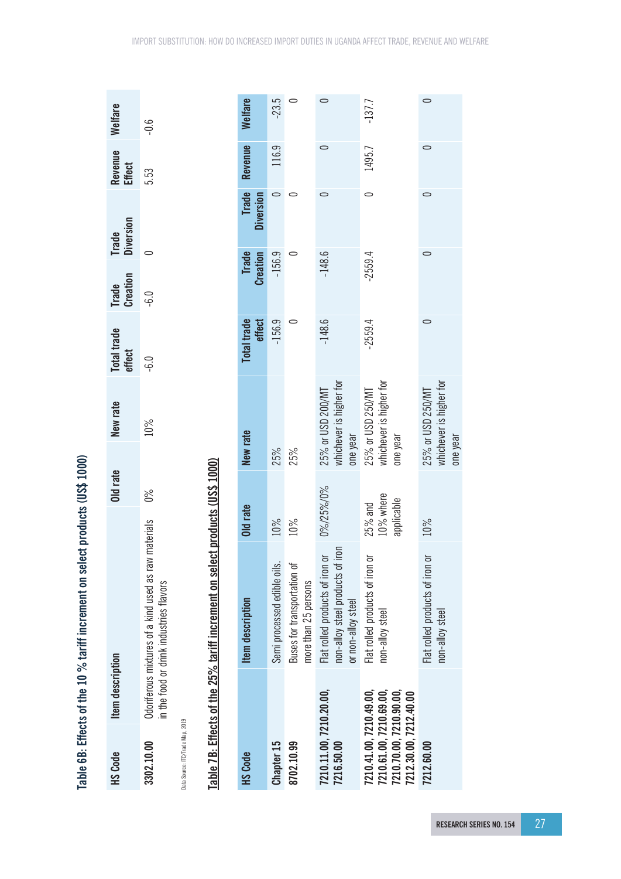**Table 6B: Effects of the 10 % tariff increment on select products (US$ 1000)**

| HS Code | Item description | Old rate | New rate | Total trade effect | Trade Creation | Trade Diversion | Revenue Effect | Welfare |
|---|---|---|---|---|---|---|---|---|
| 3302.10.00 | Odoriferous mixtures of a kind used as raw materials in the food or drink industries flavors | 0% | 10% | -6.0 | -6.0 | 0 | 5.53 | -0.6 |

Data Source: ITC/Trade Map, 2019

**Table 7B: Effects of the 25% tariff increment on select products (US$ 1000)**

| HS Code | Item description | Old rate | New rate | Total trade effect | Trade Creation | Trade Diversion | Revenue | Welfare |
|---|---|---|---|---|---|---|---|---|
| Chapter 15 | Semi processed edible oils. | 10% | 25% | -156.9 | -156.9 | 0 | 116.9 | -23.5 |
| 8702.10.99 | Buses for transportation of more than 25 persons | 10% | 25% | 0 | 0 | 0 | | 0 |
| 7210.11.00, 7210.20.00, 7216.50.00 | Flat rolled products of iron or non-alloy steel products of iron or non-alloy steel | 0%/25%/0% | 25% or USD 200/MT whichever is higher for one year | -148.6 | -148.6 | 0 | 0 | 0 |
| 7210.41.00, 7210.49.00, 7210.61.00, 7210.69.00, 7210.70.00, 7210.90.00, 7212.30.00, 7212.40.00 | Flat rolled products of iron or non-alloy steel | 25% and 10% where applicable | 25% or USD 250/MT whichever is higher for one year | -2559.4 | -2559.4 | 0 | 1495.7 | -137.7 |
| 7212.60.00 | Flat rolled products of iron or non-alloy steel | 10% | 25% or USD 250/MT whichever is higher for one year | 0 | 0 | 0 | 0 | 0 |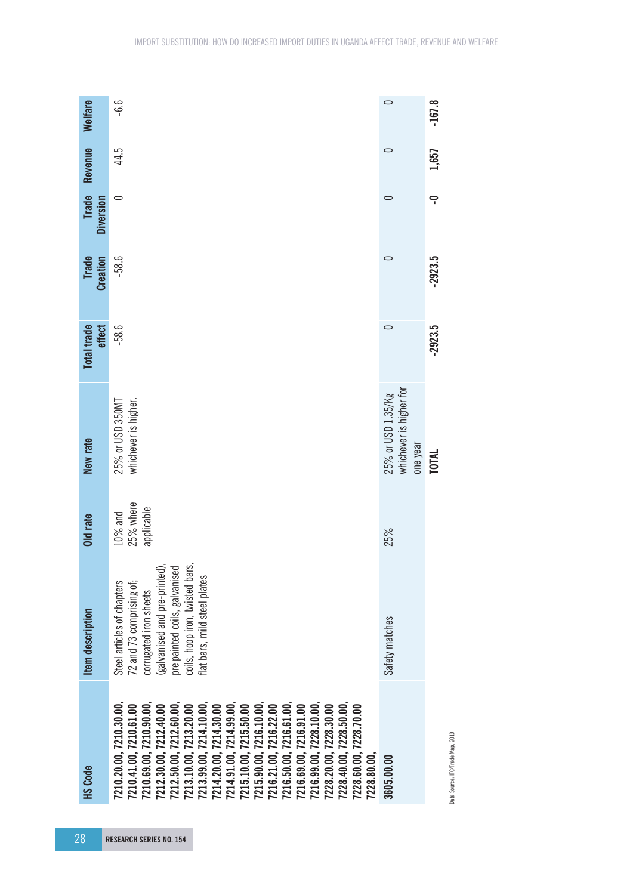| HS Code | Item description | Old rate | New rate | Total trade effect | Trade Creation | Trade Diversion | Revenue | Welfare |
|---|---|---|---|---|---|---|---|---|
| **7210.20.00, 7210.30.00, 7210.41.00, 7210.61.00 7210.69.00, 7210.90.00, 7212.30.00, 7212.40.00 7212.50.00, 7212.60.00, 7213.10.00, 7213.20.00 7213.99.00, 7214.10.00, 7214.20.00, 7214.30.00 7214.91.00, 7214.99.00, 7215.10.00, 7215.50.00 7215.90.00, 7216.10.00, 7216.21.00, 7216.22.00 7216.50.00, 7216.61.00, 7216.69.00, 7216.91.00 7216.99.00, 7228.10.00, 7228.20.00, 7228.30.00 7228.40.00, 7228.50.00, 7228.60.00, 7228.70.00 7228.80.00,** | Steel articles of chapters 72 and 73 comprising of; corrugated iron sheets (galvanised and pre-printed), pre painted coils, galvanised coils, hoop iron, twisted bars, flat bars, mild steel plates | 10% and 25% where applicable | 25% or USD 350MT whichever is higher. | -58.6 | -58.6 | 0 | 44.5 | -6.6 |
| **3605.00.00** | Safety matches | 25% | 25% or USD 1.35/Kg whichever is higher for one year | 0 | 0 | 0 | 0 | 0 |
| | | | **TOTAL** | **-2923.5** | **-2923.5** | **-0** | **1,657** | **-167.8** |

Data Source: ITC/Trade Map, 2019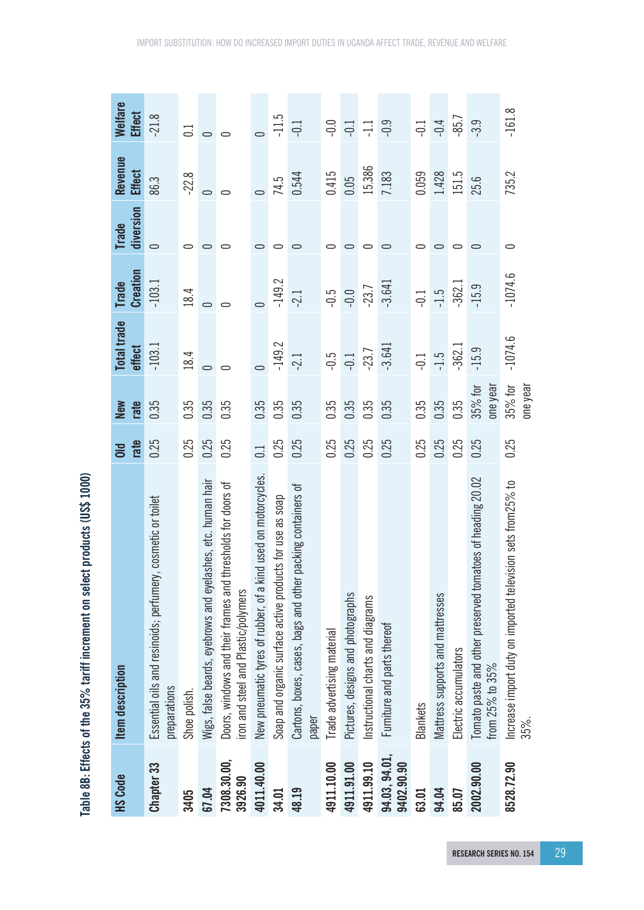**Table 8B: Effects of the 35% tariff increment on select products (US$ 1000)**

| HS Code | Item description | Old rate | New rate | Total trade effect | Trade Creation | Trade diversion | Revenue Effect | Welfare Effect |
|---|---|---|---|---|---|---|---|---|
| Chapter 33 | Essential oils and resinoids; perfumery, cosmetic or toilet preparations | 0.25 | 0.35 | -103.1 | -103.1 | 0 | 86.3 | -21.8 |
| 3405 | Shoe polish. | 0.25 | 0.35 | 18.4 | 18.4 | 0 | -22.8 | 0.1 |
| 67.04 | Wigs, false beards, eyebrows and eyelashes, etc. human hair | 0.25 | 0.35 | 0 | 0 | 0 | 0 | 0 |
| 7308.30.00, 3926.90 | Doors, windows and their frames and thresholds for doors of iron and steel and Plastic/polymers | 0.25 | 0.35 | 0 | 0 | 0 | 0 | 0 |
| 4011.40.00 | New pneumatic tyres of rubber, of a kind used on motorcycles. | 0.1 | 0.35 | 0 | 0 | 0 | 0 | 0 |
| 34.01 | Soap and organic surface active products for use as soap | 0.25 | 0.35 | -149.2 | -149.2 | 0 | 74.5 | -11.5 |
| 48.19 | Cartons, boxes, cases, bags and other packing containers of paper | 0.25 | 0.35 | -2.1 | -2.1 | 0 | 0.544 | -0.1 |
| 4911.10.00 | Trade advertising material | 0.25 | 0.35 | -0.5 | -0.5 | 0 | 0.415 | -0.0 |
| 4911.91.00 | Pictures, designs and photographs | 0.25 | 0.35 | -0.1 | -0.0 | 0 | 0.05 | -0.1 |
| 4911.99.10 | Instructional charts and diagrams | 0.25 | 0.35 | -23.7 | -23.7 | 0 | 15.386 | -1.1 |
| 94.03, 94.01, 9402.90.90 | Furniture and parts thereof | 0.25 | 0.35 | -3.641 | -3.641 | 0 | 7.183 | -0.9 |
| 63.01 | Blankets | 0.25 | 0.35 | -0.1 | -0.1 | 0 | 0.059 | -0.1 |
| 94.04 | Mattress supports and mattresses | 0.25 | 0.35 | -1.5 | -1.5 | 0 | 1.428 | -0.4 |
| 85.07 | Electric accumulators | 0.25 | 0.35 | -362.1 | -362.1 | 0 | 151.5 | -85.7 |
| 2002.90.00 | Tomato paste and other preserved tomatoes of heading 20.02 from 25% to 35% | 0.25 | 35% for one year | -15.9 | -15.9 | 0 | 25.6 | -3.9 |
| 8528.72.90 | Increase import duty on imported television sets from25% to 35%. | 0.25 | 35% for one year | -1074.6 | -1074.6 | 0 | 735.2 | -161.8 |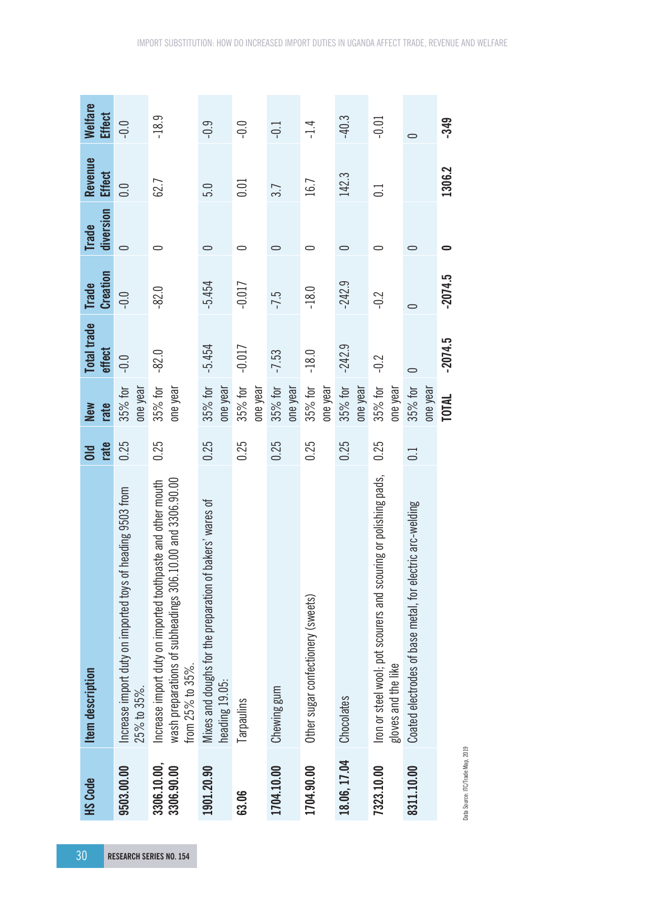| HS Code | Item description | Old rate | New rate | Total trade effect | Trade Creation | Trade diversion | Revenue Effect | Welfare Effect |
|---|---|---|---|---|---|---|---|---|
| **9503.00.00** | Increase import duty on imported toys of heading 9503 from 25% to 35%. | 0.25 | 35% for one year | -0.0 | -0.0 | 0 | 0.0 | -0.0 |
| **3306.10.00, 3306.90.00** | Increase import duty on imported toothpaste and other mouth wash preparations of subheadings 306.10.00 and 3306.90.00 from 25% to 35%. | 0.25 | 35% for one year | -82.0 | -82.0 | 0 | 62.7 | -18.9 |
| **1901.20.90** | Mixes and doughs for the preparation of bakers' wares of heading 19.05: | 0.25 | 35% for one year | -5.454 | -5.454 | 0 | 5.0 | -0.9 |
| **63.06** | Tarpaulins | 0.25 | 35% for one year | -0.017 | -0.017 | 0 | 0.01 | -0.0 |
| **1704.10.00** | Chewing gum | 0.25 | 35% for one year | -7.53 | -7.5 | 0 | 3.7 | -0.1 |
| **1704.90.00** | Other sugar confectionery (sweets) | 0.25 | 35% for one year | -18.0 | -18.0 | 0 | 16.7 | -1.4 |
| **18.06, 17.04** | Chocolates | 0.25 | 35% for one year | -242.9 | -242.9 | 0 | 142.3 | -40.3 |
| **7323.10.00** | Iron or steel wool; pot scourers and scouring or polishing pads, gloves and the like | 0.25 | 35% for one year | -0.2 | -0.2 | 0 | 0.1 | -0.01 |
| **8311.10.00** | Coated electrodes of base metal, for electric arc-welding | 0.1 | 35% for one year | 0 | 0 | 0 | | 0 |
| | | | **TOTAL** | **-2074.5** | **-2074.5** | **0** | **1306.2** | **-349** |

Data Source: ITC/Trade Map, 2019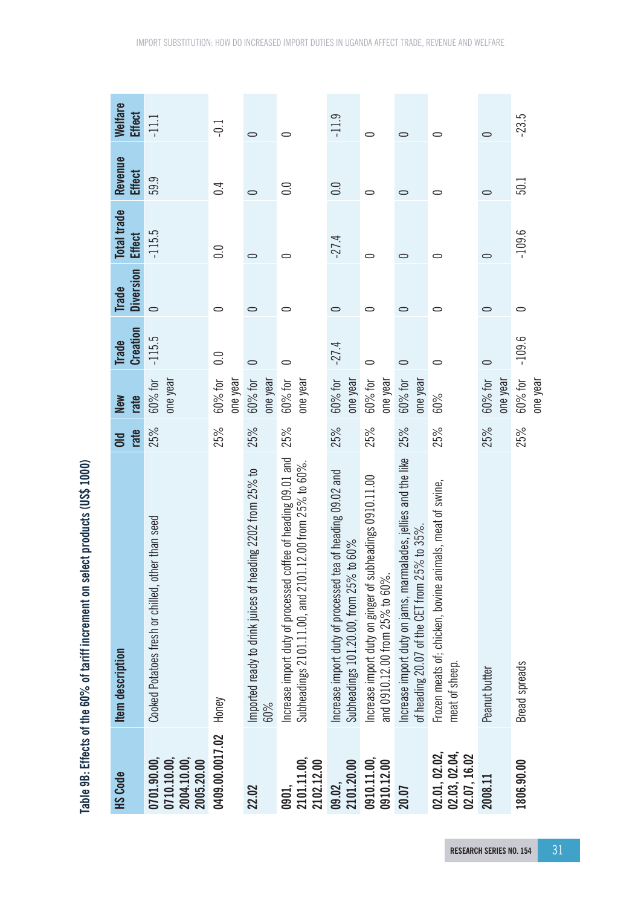Table 9B: Effects of the 60% of tariff increment on select products (US$ 1000)

| HS Code | Item description | Old rate | New rate | Trade Creation | Trade Diversion | Total trade Effect | Revenue Effect | Welfare Effect |
|---|---|---|---|---|---|---|---|---|
| 0701.90.00, 0710.10.00, 2004.10.00, 2005.20.00 | Cooked Potatoes fresh or chilled, other than seed | 25% | 60% for one year | -115.5 | 0 | -115.5 | 59.9 | -11.1 |
| 0409.00.0017.02 | Honey | 25% | 60% for one year | 0.0 | 0 | 0.0 | 0.4 | -0.1 |
| 22.02 | Imported ready to drink juices of heading 2202 from 25% to 60% | 25% | 60% for one year | 0 | 0 | 0 | 0 | 0 |
| 0901, 2101.11.00, 2102.12.00 | Increase import duty of processed coffee of heading 09.01 and Subheadings 2101.11.00, and 2101.12.00 from 25% to 60%. | 25% | 60% for one year | 0 | 0 | 0 | 0.0 | 0 |
| 09.02, 2101.20.00 | Increase import duty of processed tea of heading 09.02 and Subheadings 101.20.00, from 25% to 60% | 25% | 60% for one year | -27.4 | 0 | -27.4 | 0.0 | -11.9 |
| 0910.11.00, 0910.12.00 | Increase import duty on ginger of subheadings 0910.11.00 and 0910.12.00 from 25% to 60%. | 25% | 60% for one year | 0 | 0 | 0 | 0 | 0 |
| 20.07 | Increase import duty on jams, marmalades, jellies and the like of heading 20.07 of the CET from 25% to 35%. | 25% | 60% for one year | 0 | 0 | 0 | 0 | 0 |
| 02.01, 02.02, 02.03, 02.04, 02.07, 16.02 | Frozen meats of; chicken, bovine animals, meat of swine, meat of sheep. | 25% | 60% | 0 | 0 | 0 | 0 | 0 |
| 2008.11 | Peanut butter | 25% | 60% for one year | 0 | 0 | 0 | 0 | 0 |
| 1806.90.00 | Bread spreads | 25% | 60% for one year | -109.6 | 0 | -109.6 | 50.1 | -23.5 |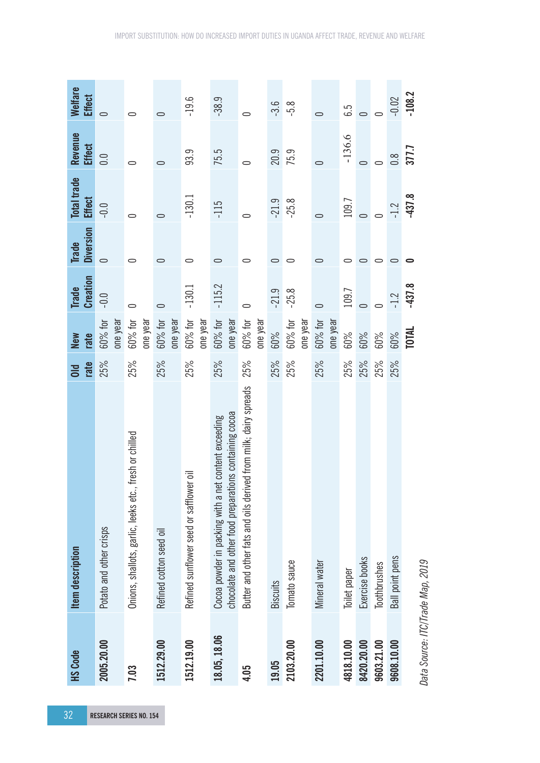| HS Code | Item description | Old rate | New rate | Trade Creation | Trade Diversion | Total trade Effect | Revenue Effect | Welfare Effect |
|---|---|---|---|---|---|---|---|---|
| **2005.20.00** | Potato and other crisps | 25% | 60% for one year | -0.0 | 0 | -0.0 | 0.0 | 0 |
| **7.03** | Onions, shallots, garlic, leeks etc., fresh or chilled | 25% | 60% for one year | 0 | 0 | 0 | 0 | 0 |
| **1512.29.00** | Refined cotton seed oil | 25% | 60% for one year | 0 | 0 | 0 | 0 | 0 |
| **1512.19.00** | Refined sunflower seed or safflower oil | 25% | 60% for one year | -130.1 | 0 | -130.1 | 93.9 | -19.6 |
| **18.05, 18.06** | Cocoa powder in packing with a net content exceeding chocolate and other food preparations containing cocoa | 25% | 60% for one year | -115.2 | 0 | -115 | 75.5 | -38.9 |
| **4.05** | Butter and other fats and oils derived from milk; dairy spreads | 25% | 60% for one year | 0 | 0 | 0 | 0 | 0 |
| **19.05** | Biscuits | 25% | 60% | -21.9 | 0 | -21.9 | 20.9 | -3.6 |
| **2103.20.00** | Tomato sauce | 25% | 60% for one year | -25.8 | 0 | -25.8 | 75.9 | -5.8 |
| **2201.10.00** | Mineral water | 25% | 60% for one year | 0 | 0 | 0 | 0 | 0 |
| **4818.10.00** | Toilet paper | 25% | 60% | 109.7 | 0 | 109.7 | -136.6 | 6.5 |
| **8420.20.00** | Exercise books | 25% | 60% | 0 | 0 | 0 | 0 | 0 |
| **9603.21.00** | Toothbrushes | 25% | 60% | 0 | 0 | 0 | 0 | 0 |
| **9608.10.00** | Ball point pens | 25% | 60% | -1.2 | 0 | -1.2 | 0.8 | -0.02 |
| | | | **TOTAL** | **-437.8** | **0** | **-437.8** | **377.7** | **-108.2** |

*Data Source: ITC/Trade Map, 2019*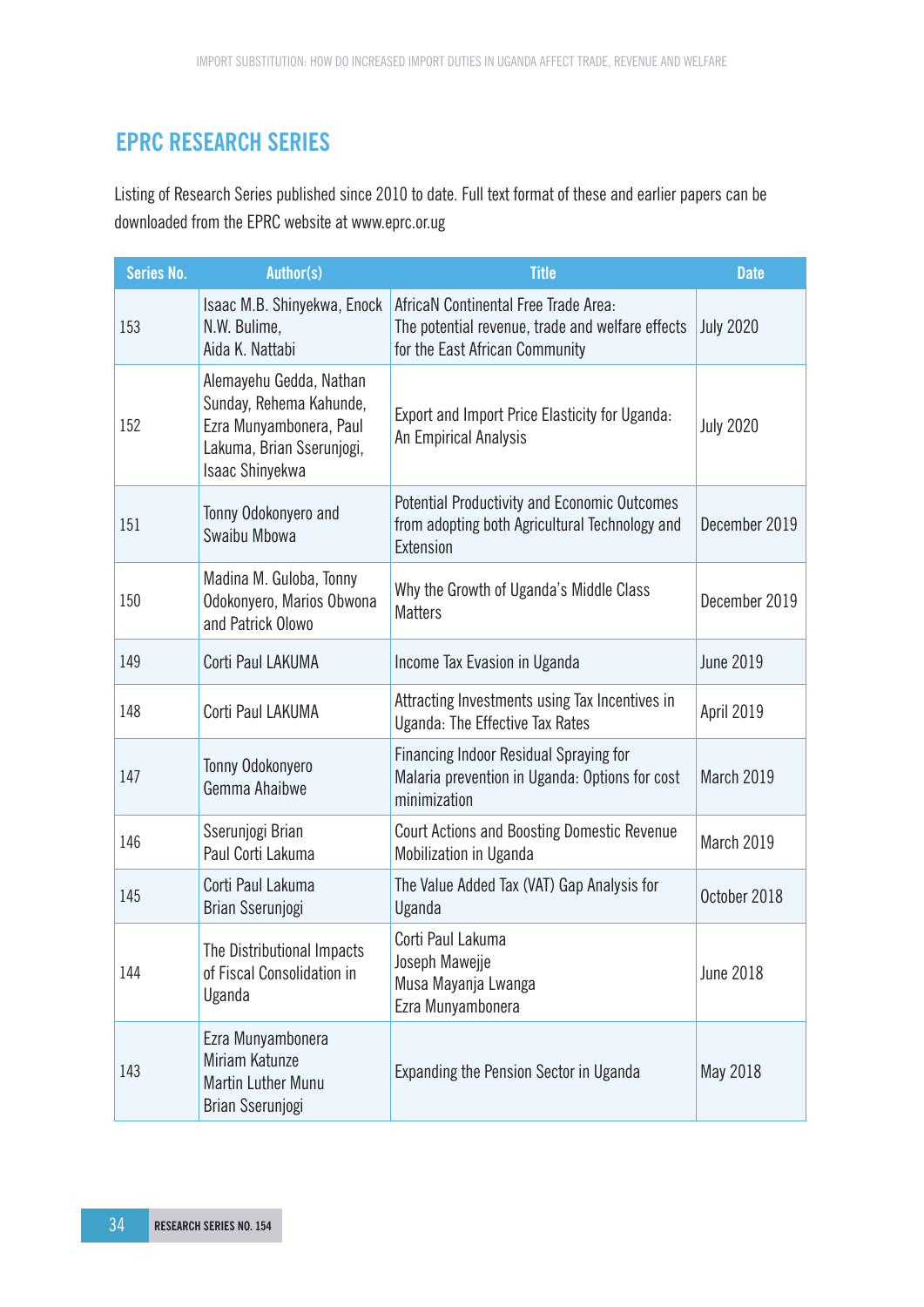## EPRC RESEARCH SERIES

Listing of Research Series published since 2010 to date. Full text format of these and earlier papers can be downloaded from the EPRC website at www.eprc.or.ug

| Series No. | Author(s) | Title | Date |
|---|---|---|---|
| 153 | Isaac M.B. Shinyekwa, Enock N.W. Bulime, Aida K. Nattabi | AfricaN Continental Free Trade Area: The potential revenue, trade and welfare effects for the East African Community | July 2020 |
| 152 | Alemayehu Gedda, Nathan Sunday, Rehema Kahunde, Ezra Munyambonera, Paul Lakuma, Brian Sserunjogi, Isaac Shinyekwa | Export and Import Price Elasticity for Uganda: An Empirical Analysis | July 2020 |
| 151 | Tonny Odokonyero and Swaibu Mbowa | Potential Productivity and Economic Outcomes from adopting both Agricultural Technology and Extension | December 2019 |
| 150 | Madina M. Guloba, Tonny Odokonyero, Marios Obwona and Patrick Olowo | Why the Growth of Uganda's Middle Class Matters | December 2019 |
| 149 | Corti Paul LAKUMA | Income Tax Evasion in Uganda | June 2019 |
| 148 | Corti Paul LAKUMA | Attracting Investments using Tax Incentives in Uganda: The Effective Tax Rates | April 2019 |
| 147 | Tonny Odokonyero Gemma Ahaibwe | Financing Indoor Residual Spraying for Malaria prevention in Uganda: Options for cost minimization | March 2019 |
| 146 | Sserunjogi Brian Paul Corti Lakuma | Court Actions and Boosting Domestic Revenue Mobilization in Uganda | March 2019 |
| 145 | Corti Paul Lakuma Brian Sserunjogi | The Value Added Tax (VAT) Gap Analysis for Uganda | October 2018 |
| 144 | The Distributional Impacts of Fiscal Consolidation in Uganda | Corti Paul Lakuma Joseph Mawejje Musa Mayanja Lwanga Ezra Munyambonera | June 2018 |
| 143 | Ezra Munyambonera Miriam Katunze Martin Luther Munu Brian Sserunjogi | Expanding the Pension Sector in Uganda | May 2018 |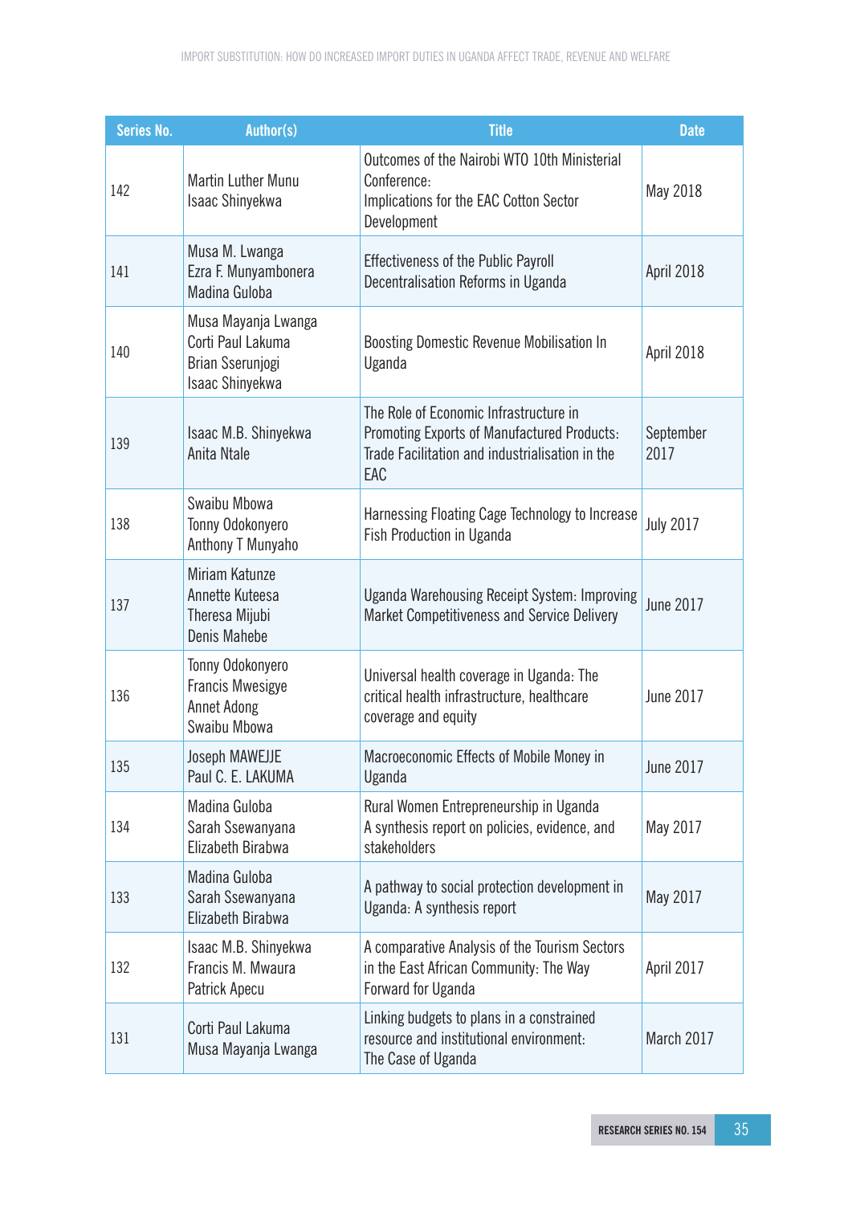| Series No. | Author(s) | Title | Date |
|---|---|---|---|
| 142 | Martin Luther Munu<br>Isaac Shinyekwa | Outcomes of the Nairobi WTO 10th Ministerial Conference:<br>Implications for the EAC Cotton Sector Development | May 2018 |
| 141 | Musa M. Lwanga<br>Ezra F. Munyambonera<br>Madina Guloba | Effectiveness of the Public Payroll Decentralisation Reforms in Uganda | April 2018 |
| 140 | Musa Mayanja Lwanga<br>Corti Paul Lakuma<br>Brian Sserunjogi<br>Isaac Shinyekwa | Boosting Domestic Revenue Mobilisation In Uganda | April 2018 |
| 139 | Isaac M.B. Shinyekwa<br>Anita Ntale | The Role of Economic Infrastructure in Promoting Exports of Manufactured Products: Trade Facilitation and industrialisation in the EAC | September 2017 |
| 138 | Swaibu Mbowa<br>Tonny Odokonyero<br>Anthony T Munyaho | Harnessing Floating Cage Technology to Increase Fish Production in Uganda | July 2017 |
| 137 | Miriam Katunze<br>Annette Kuteesa<br>Theresa Mijubi<br>Denis Mahebe | Uganda Warehousing Receipt System: Improving Market Competitiveness and Service Delivery | June 2017 |
| 136 | Tonny Odokonyero<br>Francis Mwesigye<br>Annet Adong<br>Swaibu Mbowa | Universal health coverage in Uganda: The critical health infrastructure, healthcare coverage and equity | June 2017 |
| 135 | Joseph MAWEJJE<br>Paul C. E. LAKUMA | Macroeconomic Effects of Mobile Money in Uganda | June 2017 |
| 134 | Madina Guloba<br>Sarah Ssewanyana<br>Elizabeth Birabwa | Rural Women Entrepreneurship in Uganda<br>A synthesis report on policies, evidence, and stakeholders | May 2017 |
| 133 | Madina Guloba<br>Sarah Ssewanyana<br>Elizabeth Birabwa | A pathway to social protection development in Uganda: A synthesis report | May 2017 |
| 132 | Isaac M.B. Shinyekwa<br>Francis M. Mwaura<br>Patrick Apecu | A comparative Analysis of the Tourism Sectors in the East African Community: The Way Forward for Uganda | April 2017 |
| 131 | Corti Paul Lakuma<br>Musa Mayanja Lwanga | Linking budgets to plans in a constrained resource and institutional environment:<br>The Case of Uganda | March 2017 |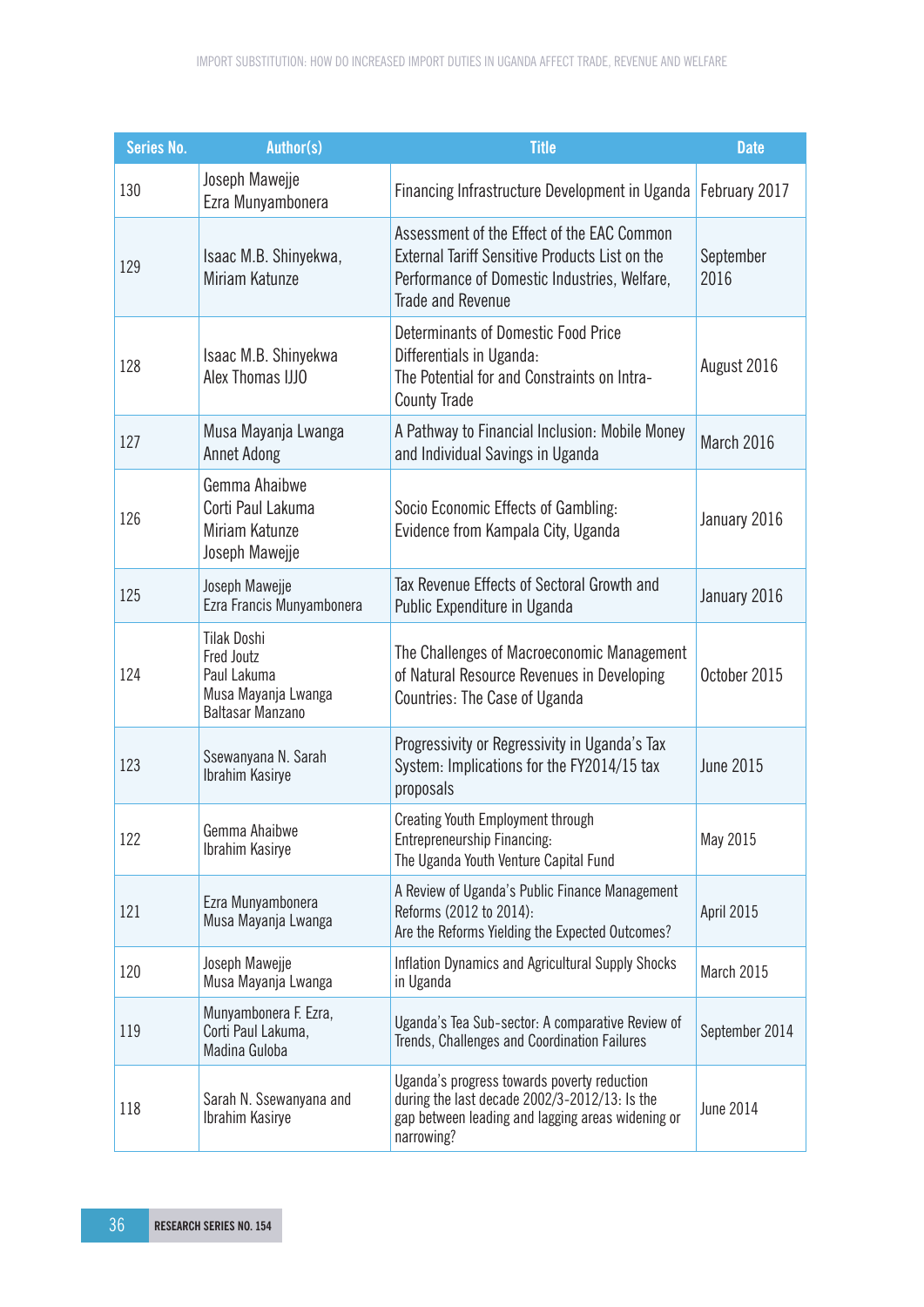| Series No. | Author(s) | Title | Date |
|---|---|---|---|
| 130 | Joseph Mawejje<br>Ezra Munyambonera | Financing Infrastructure Development in Uganda | February 2017 |
| 129 | Isaac M.B. Shinyekwa,<br>Miriam Katunze | Assessment of the Effect of the EAC Common External Tariff Sensitive Products List on the Performance of Domestic Industries, Welfare, Trade and Revenue | September 2016 |
| 128 | Isaac M.B. Shinyekwa<br>Alex Thomas IJJO | Determinants of Domestic Food Price Differentials in Uganda:<br>The Potential for and Constraints on Intra-County Trade | August 2016 |
| 127 | Musa Mayanja Lwanga<br>Annet Adong | A Pathway to Financial Inclusion: Mobile Money and Individual Savings in Uganda | March 2016 |
| 126 | Gemma Ahaibwe<br>Corti Paul Lakuma<br>Miriam Katunze<br>Joseph Mawejje | Socio Economic Effects of Gambling:<br>Evidence from Kampala City, Uganda | January 2016 |
| 125 | Joseph Mawejje<br>Ezra Francis Munyambonera | Tax Revenue Effects of Sectoral Growth and Public Expenditure in Uganda | January 2016 |
| 124 | Tilak Doshi<br>Fred Joutz<br>Paul Lakuma<br>Musa Mayanja Lwanga<br>Baltasar Manzano | The Challenges of Macroeconomic Management of Natural Resource Revenues in Developing Countries: The Case of Uganda | October 2015 |
| 123 | Ssewanyana N. Sarah<br>Ibrahim Kasirye | Progressivity or Regressivity in Uganda's Tax System: Implications for the FY2014/15 tax proposals | June 2015 |
| 122 | Gemma Ahaibwe<br>Ibrahim Kasirye | Creating Youth Employment through Entrepreneurship Financing:<br>The Uganda Youth Venture Capital Fund | May 2015 |
| 121 | Ezra Munyambonera<br>Musa Mayanja Lwanga | A Review of Uganda's Public Finance Management Reforms (2012 to 2014):<br>Are the Reforms Yielding the Expected Outcomes? | April 2015 |
| 120 | Joseph Mawejje<br>Musa Mayanja Lwanga | Inflation Dynamics and Agricultural Supply Shocks in Uganda | March 2015 |
| 119 | Munyambonera F. Ezra,<br>Corti Paul Lakuma,<br>Madina Guloba | Uganda's Tea Sub-sector: A comparative Review of Trends, Challenges and Coordination Failures | September 2014 |
| 118 | Sarah N. Ssewanyana and<br>Ibrahim Kasirye | Uganda's progress towards poverty reduction during the last decade 2002/3-2012/13: Is the gap between leading and lagging areas widening or narrowing? | June 2014 |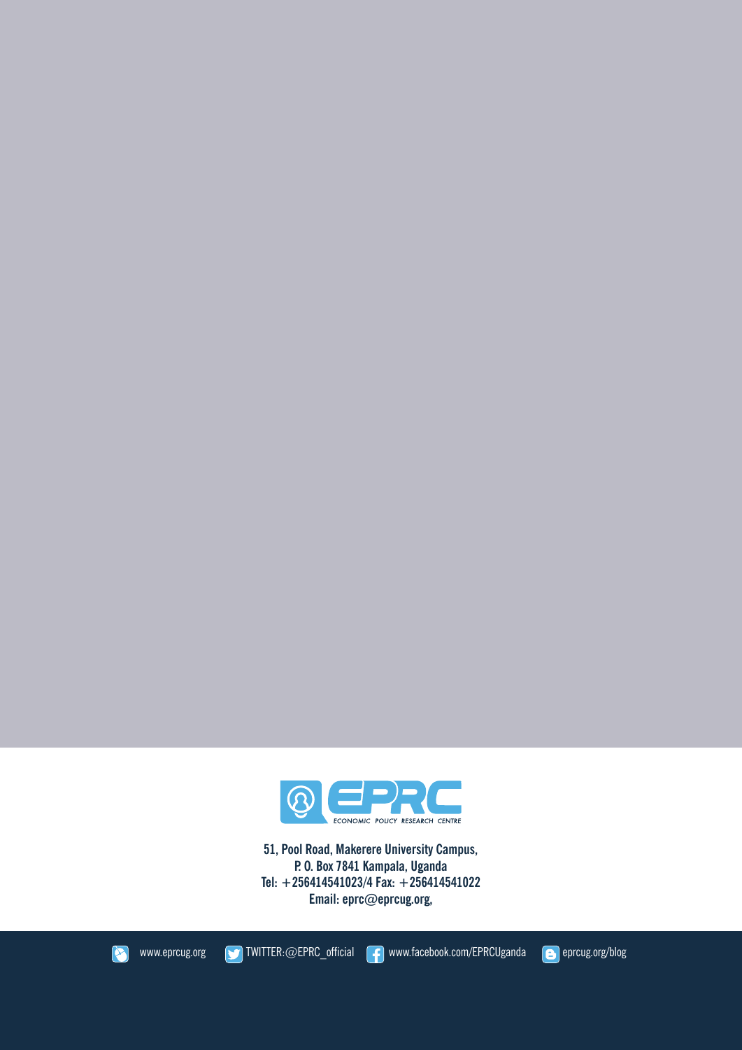EPRC

ECONOMIC POLICY RESEARCH CENTRE

**51, Pool Road, Makerere University Campus,**
**P. O. Box 7841 Kampala, Uganda**
**Tel: +256414541023/4 Fax: +256414541022**
**Email: eprc@eprcug.org,**

www.eprcug.org TWITTER:@EPRC_official www.facebook.com/EPRCUganda eprcug.org/blog